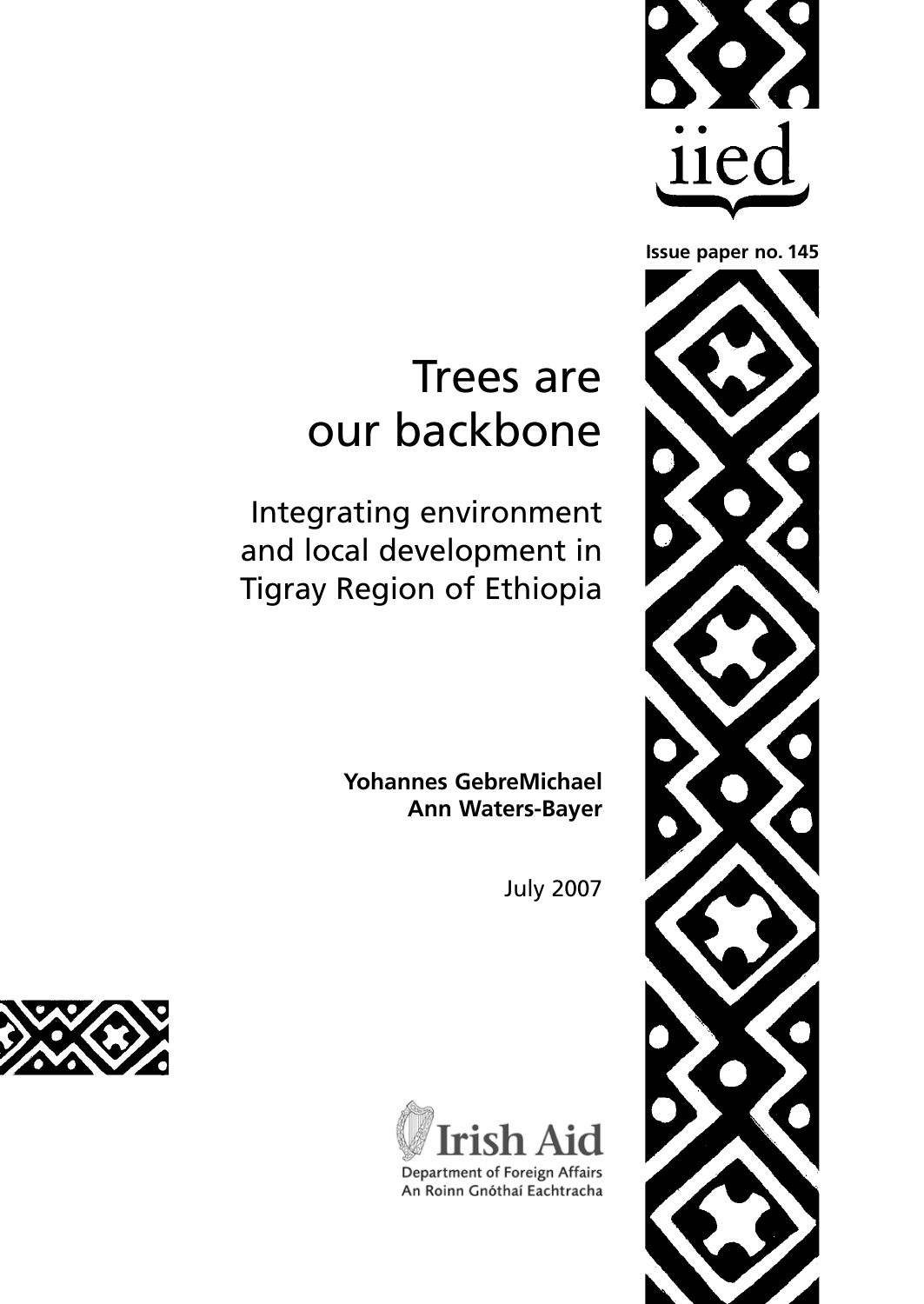iied

Issue paper no. 145

# Trees are our backbone

## Integrating environment and local development in Tigray Region of Ethiopia

**Yohannes GebreMichael**
**Ann Waters-Bayer**

July 2007

Irish Aid
Department of Foreign Affairs
An Roinn Gnóthaí Eachtracha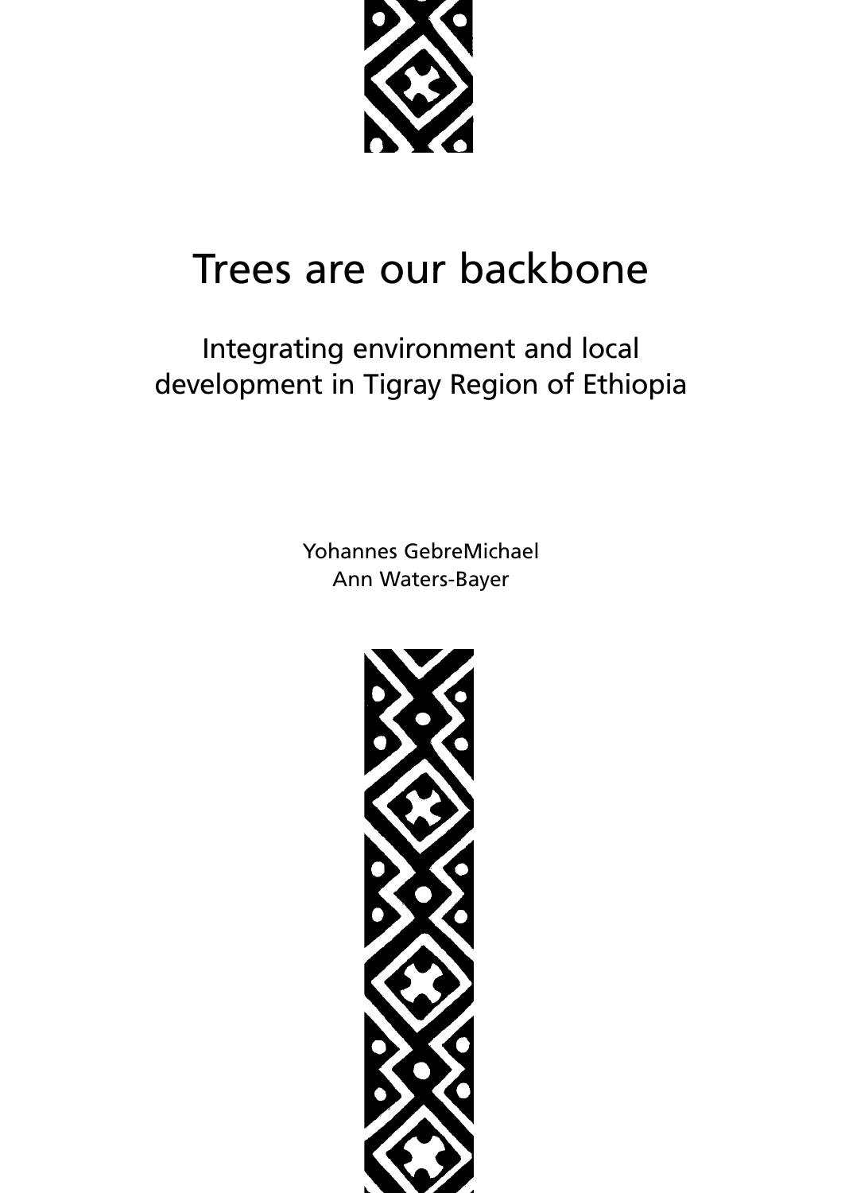# Trees are our backbone

## Integrating environment and local development in Tigray Region of Ethiopia

Yohannes GebreMichael
Ann Waters-Bayer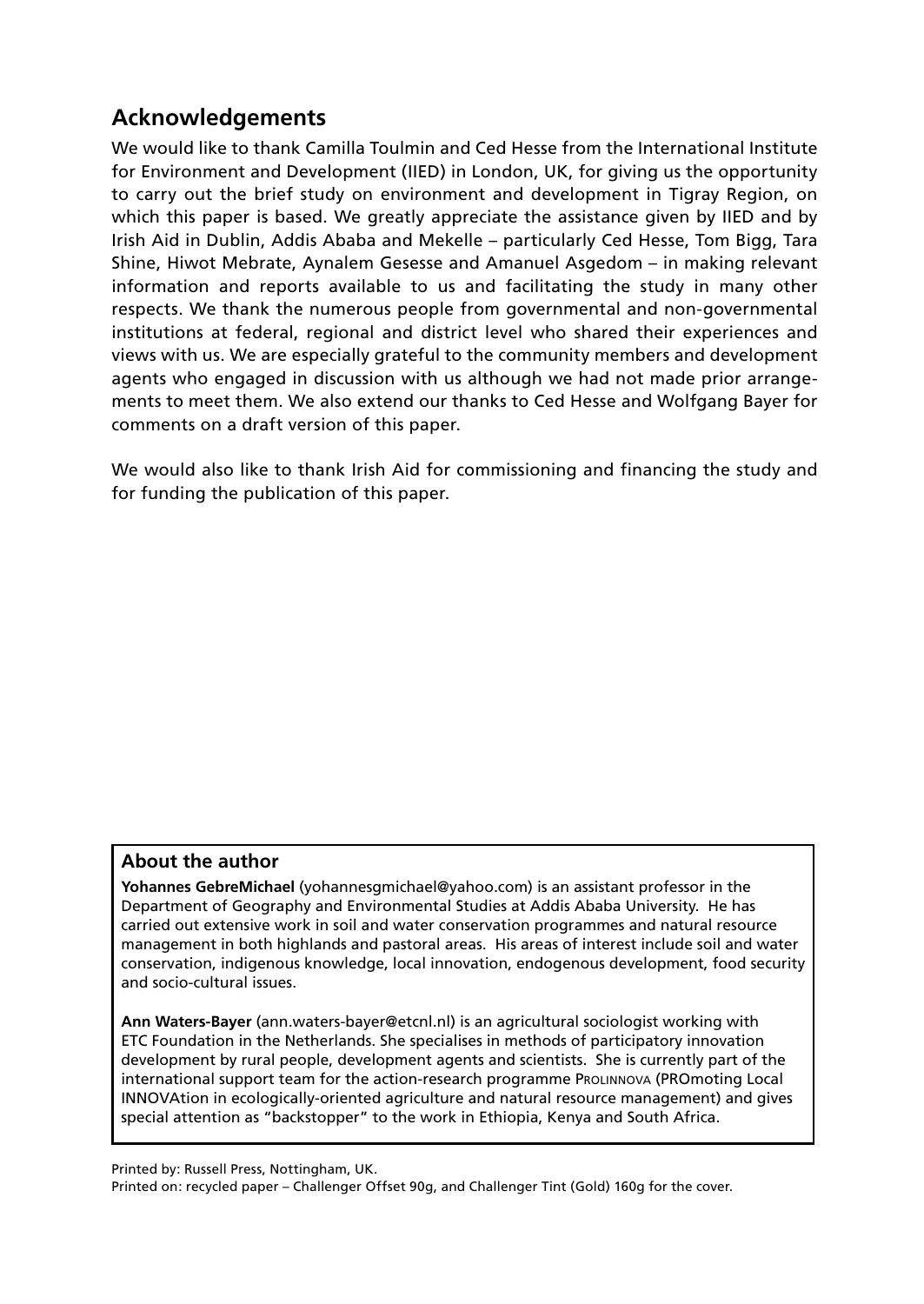## Acknowledgements

We would like to thank Camilla Toulmin and Ced Hesse from the International Institute for Environment and Development (IIED) in London, UK, for giving us the opportunity to carry out the brief study on environment and development in Tigray Region, on which this paper is based. We greatly appreciate the assistance given by IIED and by Irish Aid in Dublin, Addis Ababa and Mekelle – particularly Ced Hesse, Tom Bigg, Tara Shine, Hiwot Mebrate, Aynalem Gesesse and Amanuel Asgedom – in making relevant information and reports available to us and facilitating the study in many other respects. We thank the numerous people from governmental and non-governmental institutions at federal, regional and district level who shared their experiences and views with us. We are especially grateful to the community members and development agents who engaged in discussion with us although we had not made prior arrangements to meet them. We also extend our thanks to Ced Hesse and Wolfgang Bayer for comments on a draft version of this paper.

We would also like to thank Irish Aid for commissioning and financing the study and for funding the publication of this paper.

### About the author

**Yohannes GebreMichael** (yohannesgmichael@yahoo.com) is an assistant professor in the Department of Geography and Environmental Studies at Addis Ababa University. He has carried out extensive work in soil and water conservation programmes and natural resource management in both highlands and pastoral areas. His areas of interest include soil and water conservation, indigenous knowledge, local innovation, endogenous development, food security and socio-cultural issues.

**Ann Waters-Bayer** (ann.waters-bayer@etcnl.nl) is an agricultural sociologist working with ETC Foundation in the Netherlands. She specialises in methods of participatory innovation development by rural people, development agents and scientists. She is currently part of the international support team for the action-research programme PROLINNOVA (PROmoting Local INNOVAtion in ecologically-oriented agriculture and natural resource management) and gives special attention as "backstopper" to the work in Ethiopia, Kenya and South Africa.

Printed by: Russell Press, Nottingham, UK.
Printed on: recycled paper – Challenger Offset 90g, and Challenger Tint (Gold) 160g for the cover.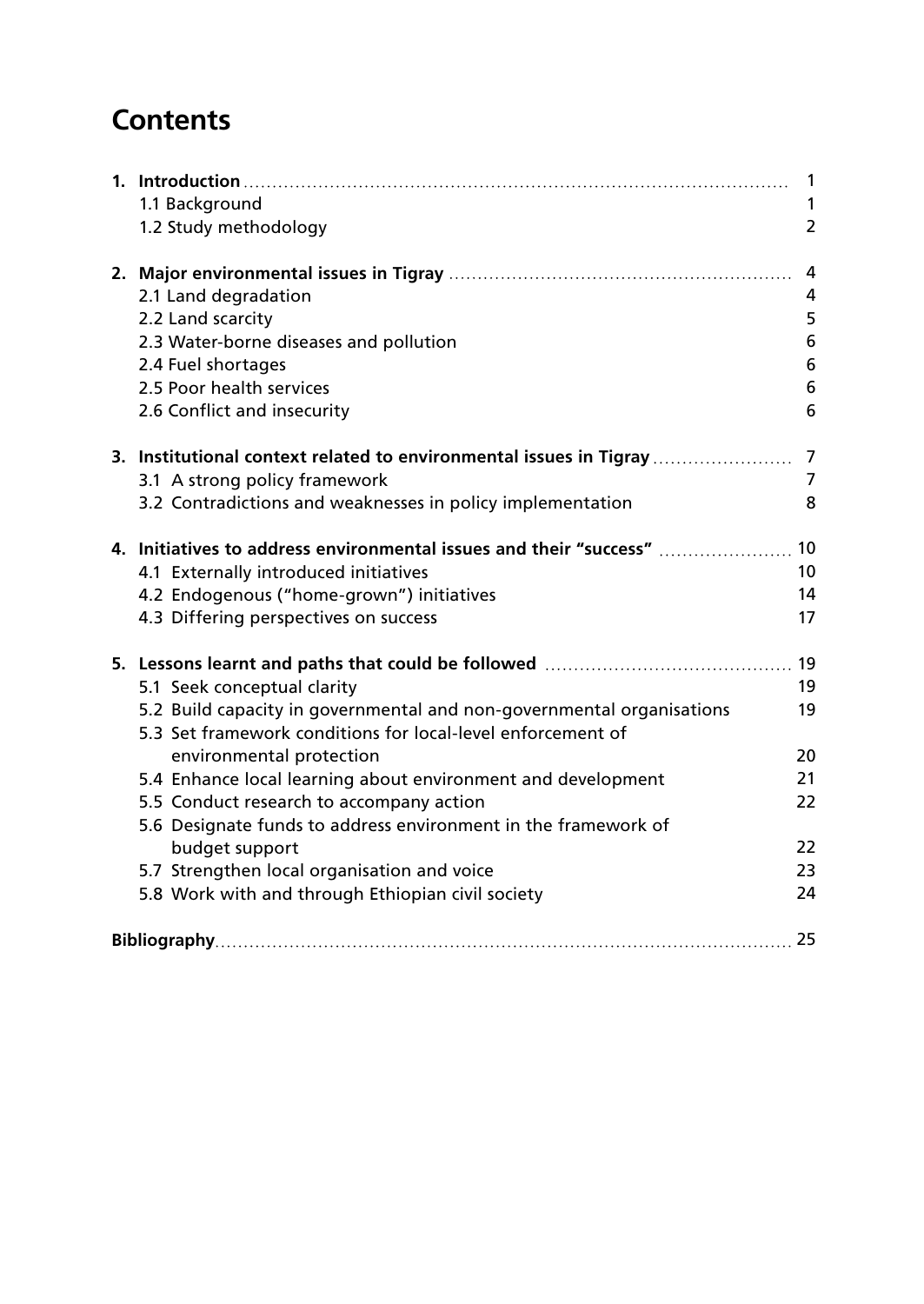# Contents

| | |
|---|---|
| **1. Introduction** | 1 |
| 1.1 Background | 1 |
| 1.2 Study methodology | 2 |
| **2. Major environmental issues in Tigray** | 4 |
| 2.1 Land degradation | 4 |
| 2.2 Land scarcity | 5 |
| 2.3 Water-borne diseases and pollution | 6 |
| 2.4 Fuel shortages | 6 |
| 2.5 Poor health services | 6 |
| 2.6 Conflict and insecurity | 6 |
| **3. Institutional context related to environmental issues in Tigray** | 7 |
| 3.1 A strong policy framework | 7 |
| 3.2 Contradictions and weaknesses in policy implementation | 8 |
| **4. Initiatives to address environmental issues and their "success"** | 10 |
| 4.1 Externally introduced initiatives | 10 |
| 4.2 Endogenous ("home-grown") initiatives | 14 |
| 4.3 Differing perspectives on success | 17 |
| **5. Lessons learnt and paths that could be followed** | 19 |
| 5.1 Seek conceptual clarity | 19 |
| 5.2 Build capacity in governmental and non-governmental organisations | 19 |
| 5.3 Set framework conditions for local-level enforcement of environmental protection | 20 |
| 5.4 Enhance local learning about environment and development | 21 |
| 5.5 Conduct research to accompany action | 22 |
| 5.6 Designate funds to address environment in the framework of budget support | 22 |
| 5.7 Strengthen local organisation and voice | 23 |
| 5.8 Work with and through Ethiopian civil society | 24 |
| **Bibliography** | 25 |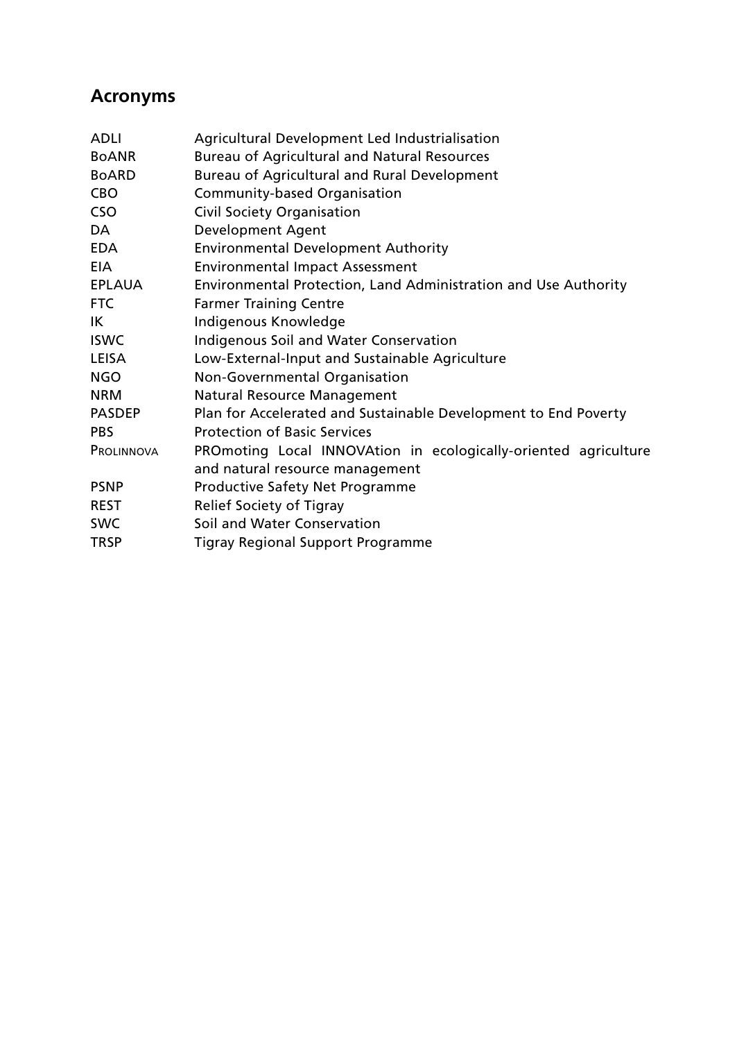## Acronyms

| | |
|---|---|
| ADLI | Agricultural Development Led Industrialisation |
| BoANR | Bureau of Agricultural and Natural Resources |
| BoARD | Bureau of Agricultural and Rural Development |
| CBO | Community-based Organisation |
| CSO | Civil Society Organisation |
| DA | Development Agent |
| EDA | Environmental Development Authority |
| EIA | Environmental Impact Assessment |
| EPLAUA | Environmental Protection, Land Administration and Use Authority |
| FTC | Farmer Training Centre |
| IK | Indigenous Knowledge |
| ISWC | Indigenous Soil and Water Conservation |
| LEISA | Low-External-Input and Sustainable Agriculture |
| NGO | Non-Governmental Organisation |
| NRM | Natural Resource Management |
| PASDEP | Plan for Accelerated and Sustainable Development to End Poverty |
| PBS | Protection of Basic Services |
| PROLINNOVA | PROmoting Local INNOVAtion in ecologically-oriented agriculture and natural resource management |
| PSNP | Productive Safety Net Programme |
| REST | Relief Society of Tigray |
| SWC | Soil and Water Conservation |
| TRSP | Tigray Regional Support Programme |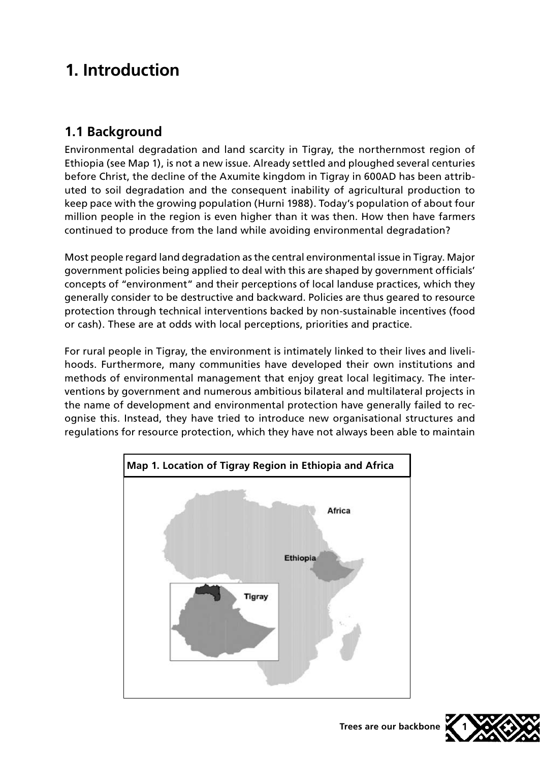# 1. Introduction

## 1.1 Background

Environmental degradation and land scarcity in Tigray, the northernmost region of Ethiopia (see Map 1), is not a new issue. Already settled and ploughed several centuries before Christ, the decline of the Axumite kingdom in Tigray in 600AD has been attributed to soil degradation and the consequent inability of agricultural production to keep pace with the growing population (Hurni 1988). Today's population of about four million people in the region is even higher than it was then. How then have farmers continued to produce from the land while avoiding environmental degradation?

Most people regard land degradation as the central environmental issue in Tigray. Major government policies being applied to deal with this are shaped by government officials' concepts of "environment" and their perceptions of local landuse practices, which they generally consider to be destructive and backward. Policies are thus geared to resource protection through technical interventions backed by non-sustainable incentives (food or cash). These are at odds with local perceptions, priorities and practice.

For rural people in Tigray, the environment is intimately linked to their lives and livelihoods. Furthermore, many communities have developed their own institutions and methods of environmental management that enjoy great local legitimacy. The interventions by government and numerous ambitious bilateral and multilateral projects in the name of development and environmental protection have generally failed to recognise this. Instead, they have tried to introduce new organisational structures and regulations for resource protection, which they have not always been able to maintain

**Map 1. Location of Tigray Region in Ethiopia and Africa**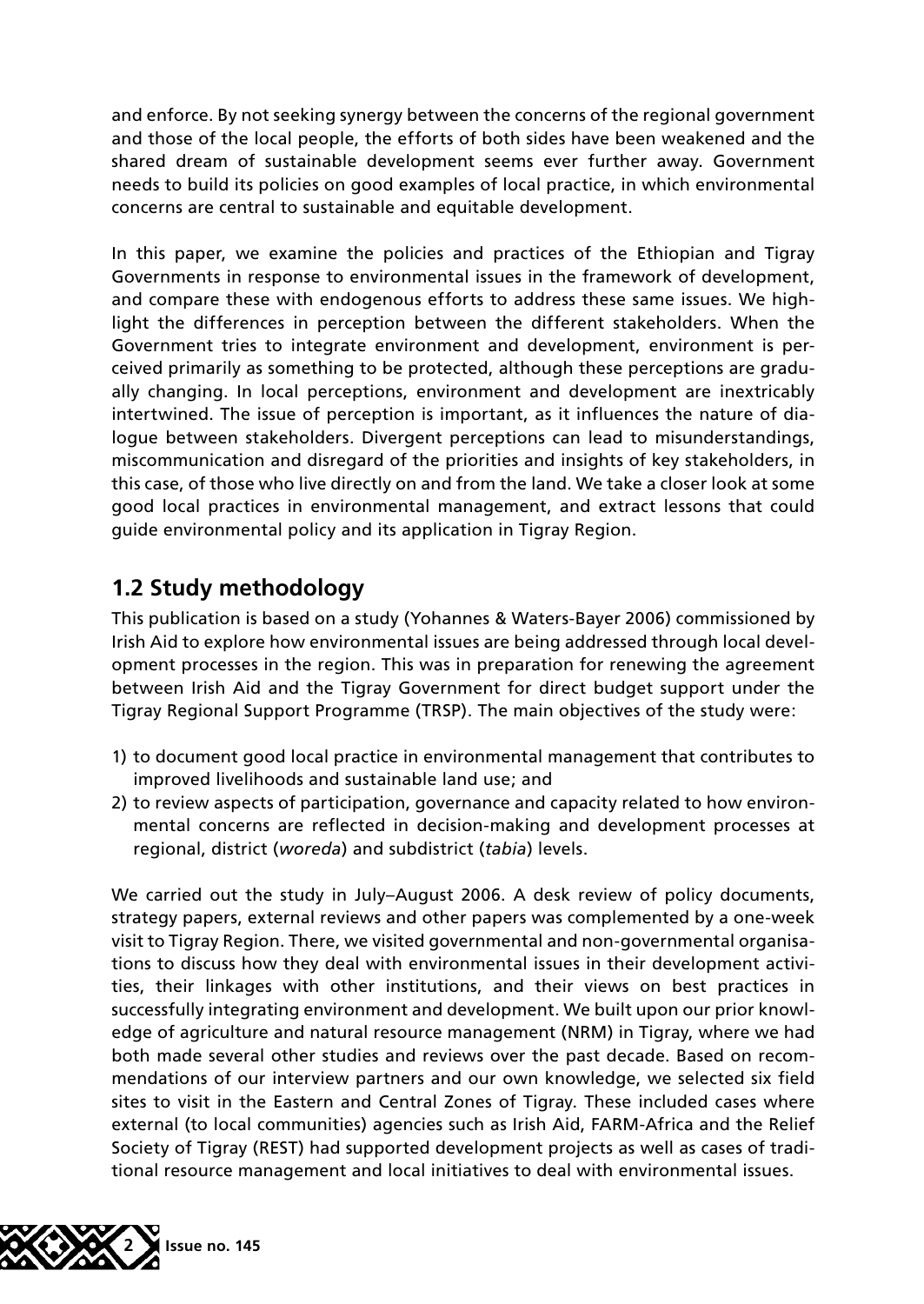and enforce. By not seeking synergy between the concerns of the regional government and those of the local people, the efforts of both sides have been weakened and the shared dream of sustainable development seems ever further away. Government needs to build its policies on good examples of local practice, in which environmental concerns are central to sustainable and equitable development.

In this paper, we examine the policies and practices of the Ethiopian and Tigray Governments in response to environmental issues in the framework of development, and compare these with endogenous efforts to address these same issues. We highlight the differences in perception between the different stakeholders. When the Government tries to integrate environment and development, environment is perceived primarily as something to be protected, although these perceptions are gradually changing. In local perceptions, environment and development are inextricably intertwined. The issue of perception is important, as it influences the nature of dialogue between stakeholders. Divergent perceptions can lead to misunderstandings, miscommunication and disregard of the priorities and insights of key stakeholders, in this case, of those who live directly on and from the land. We take a closer look at some good local practices in environmental management, and extract lessons that could guide environmental policy and its application in Tigray Region.

## 1.2 Study methodology

This publication is based on a study (Yohannes & Waters-Bayer 2006) commissioned by Irish Aid to explore how environmental issues are being addressed through local development processes in the region. This was in preparation for renewing the agreement between Irish Aid and the Tigray Government for direct budget support under the Tigray Regional Support Programme (TRSP). The main objectives of the study were:

1) to document good local practice in environmental management that contributes to improved livelihoods and sustainable land use; and
2) to review aspects of participation, governance and capacity related to how environmental concerns are reflected in decision-making and development processes at regional, district (*woreda*) and subdistrict (*tabia*) levels.

We carried out the study in July–August 2006. A desk review of policy documents, strategy papers, external reviews and other papers was complemented by a one-week visit to Tigray Region. There, we visited governmental and non-governmental organisations to discuss how they deal with environmental issues in their development activities, their linkages with other institutions, and their views on best practices in successfully integrating environment and development. We built upon our prior knowledge of agriculture and natural resource management (NRM) in Tigray, where we had both made several other studies and reviews over the past decade. Based on recommendations of our interview partners and our own knowledge, we selected six field sites to visit in the Eastern and Central Zones of Tigray. These included cases where external (to local communities) agencies such as Irish Aid, FARM-Africa and the Relief Society of Tigray (REST) had supported development projects as well as cases of traditional resource management and local initiatives to deal with environmental issues.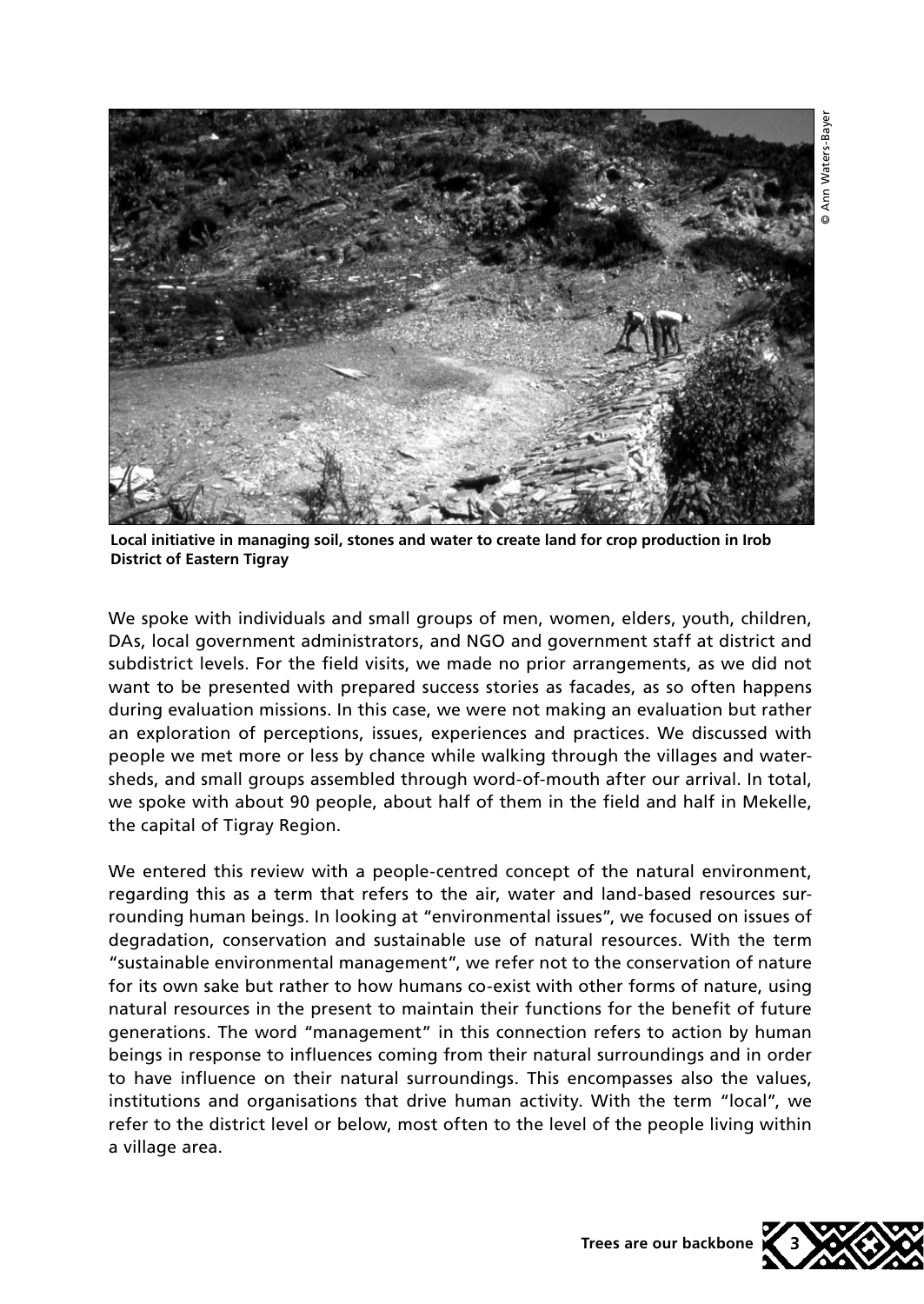© Ann Waters-Bayer

**Local initiative in managing soil, stones and water to create land for crop production in Irob District of Eastern Tigray**

We spoke with individuals and small groups of men, women, elders, youth, children, DAs, local government administrators, and NGO and government staff at district and subdistrict levels. For the field visits, we made no prior arrangements, as we did not want to be presented with prepared success stories as facades, as so often happens during evaluation missions. In this case, we were not making an evaluation but rather an exploration of perceptions, issues, experiences and practices. We discussed with people we met more or less by chance while walking through the villages and watersheds, and small groups assembled through word-of-mouth after our arrival. In total, we spoke with about 90 people, about half of them in the field and half in Mekelle, the capital of Tigray Region.

We entered this review with a people-centred concept of the natural environment, regarding this as a term that refers to the air, water and land-based resources surrounding human beings. In looking at "environmental issues", we focused on issues of degradation, conservation and sustainable use of natural resources. With the term "sustainable environmental management", we refer not to the conservation of nature for its own sake but rather to how humans co-exist with other forms of nature, using natural resources in the present to maintain their functions for the benefit of future generations. The word "management" in this connection refers to action by human beings in response to influences coming from their natural surroundings and in order to have influence on their natural surroundings. This encompasses also the values, institutions and organisations that drive human activity. With the term "local", we refer to the district level or below, most often to the level of the people living within a village area.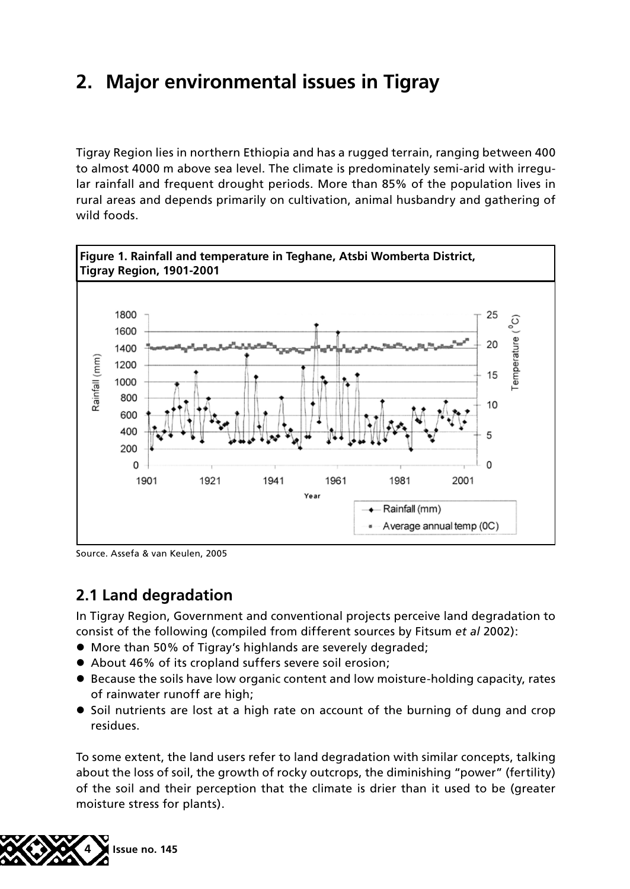# 2. Major environmental issues in Tigray

Tigray Region lies in northern Ethiopia and has a rugged terrain, ranging between 400 to almost 4000 m above sea level. The climate is predominately semi-arid with irregular rainfall and frequent drought periods. More than 85% of the population lives in rural areas and depends primarily on cultivation, animal husbandry and gathering of wild foods.

**Figure 1. Rainfall and temperature in Teghane, Atsbi Womberta District, Tigray Region, 1901-2001**

Source. Assefa & van Keulen, 2005

## 2.1 Land degradation

In Tigray Region, Government and conventional projects perceive land degradation to consist of the following (compiled from different sources by Fitsum *et al* 2002):

- More than 50% of Tigray's highlands are severely degraded;
- About 46% of its cropland suffers severe soil erosion;
- Because the soils have low organic content and low moisture-holding capacity, rates of rainwater runoff are high;
- Soil nutrients are lost at a high rate on account of the burning of dung and crop residues.

To some extent, the land users refer to land degradation with similar concepts, talking about the loss of soil, the growth of rocky outcrops, the diminishing "power" (fertility) of the soil and their perception that the climate is drier than it used to be (greater moisture stress for plants).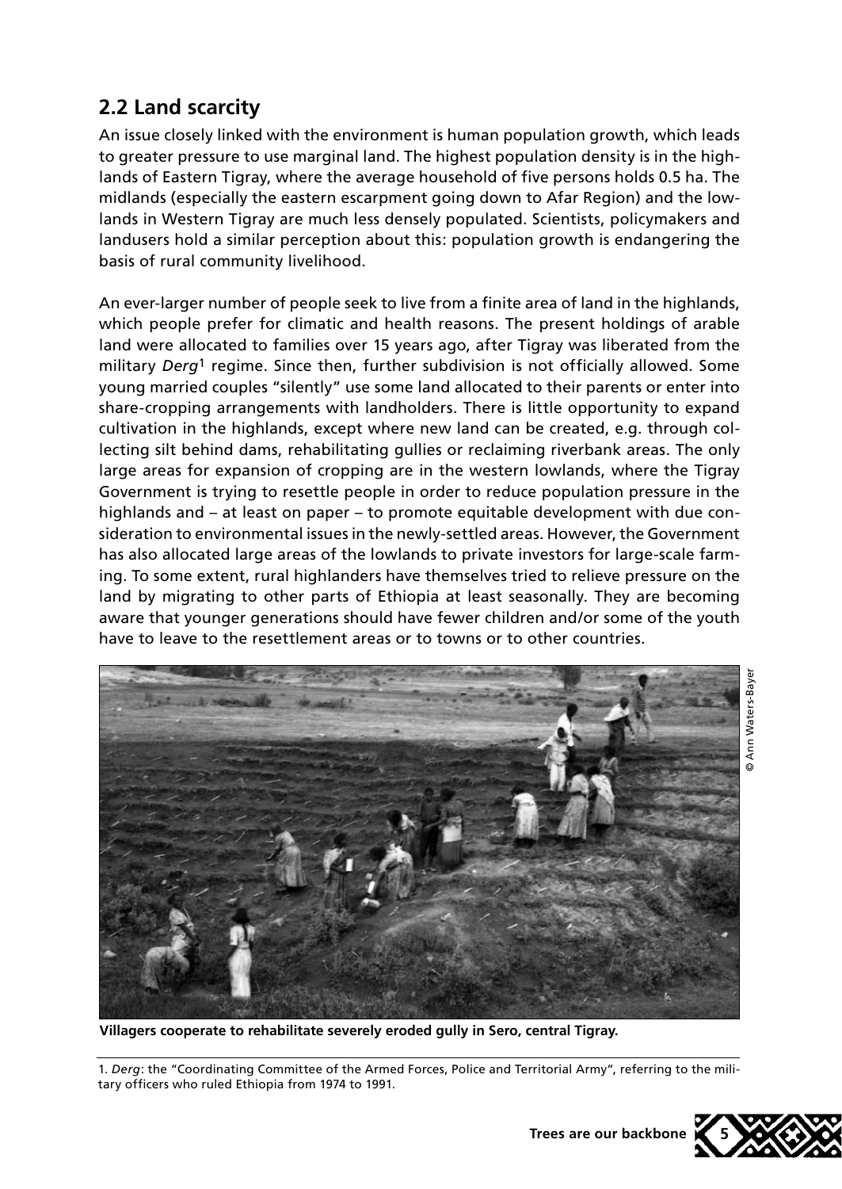## 2.2 Land scarcity

An issue closely linked with the environment is human population growth, which leads to greater pressure to use marginal land. The highest population density is in the highlands of Eastern Tigray, where the average household of five persons holds 0.5 ha. The midlands (especially the eastern escarpment going down to Afar Region) and the lowlands in Western Tigray are much less densely populated. Scientists, policymakers and landusers hold a similar perception about this: population growth is endangering the basis of rural community livelihood.

An ever-larger number of people seek to live from a finite area of land in the highlands, which people prefer for climatic and health reasons. The present holdings of arable land were allocated to families over 15 years ago, after Tigray was liberated from the military *Derg*[1] regime. Since then, further subdivision is not officially allowed. Some young married couples "silently" use some land allocated to their parents or enter into share-cropping arrangements with landholders. There is little opportunity to expand cultivation in the highlands, except where new land can be created, e.g. through collecting silt behind dams, rehabilitating gullies or reclaiming riverbank areas. The only large areas for expansion of cropping are in the western lowlands, where the Tigray Government is trying to resettle people in order to reduce population pressure in the highlands and – at least on paper – to promote equitable development with due consideration to environmental issues in the newly-settled areas. However, the Government has also allocated large areas of the lowlands to private investors for large-scale farming. To some extent, rural highlanders have themselves tried to relieve pressure on the land by migrating to other parts of Ethiopia at least seasonally. They are becoming aware that younger generations should have fewer children and/or some of the youth have to leave to the resettlement areas or to towns or to other countries.

© Ann Waters-Bayer

**Villagers cooperate to rehabilitate severely eroded gully in Sero, central Tigray.**

1. *Derg*: the "Coordinating Committee of the Armed Forces, Police and Territorial Army", referring to the military officers who ruled Ethiopia from 1974 to 1991.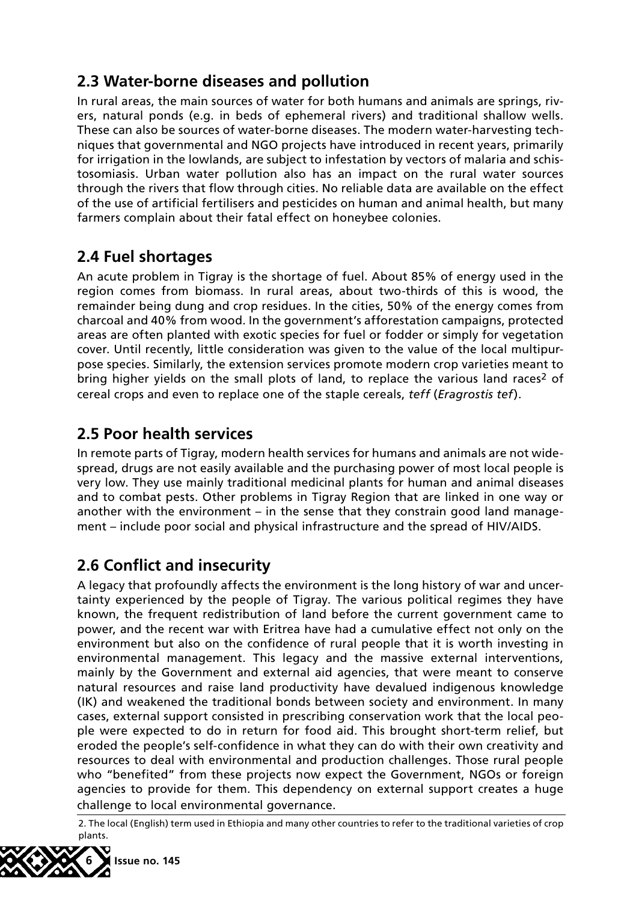## 2.3 Water-borne diseases and pollution

In rural areas, the main sources of water for both humans and animals are springs, rivers, natural ponds (e.g. in beds of ephemeral rivers) and traditional shallow wells. These can also be sources of water-borne diseases. The modern water-harvesting techniques that governmental and NGO projects have introduced in recent years, primarily for irrigation in the lowlands, are subject to infestation by vectors of malaria and schistosomiasis. Urban water pollution also has an impact on the rural water sources through the rivers that flow through cities. No reliable data are available on the effect of the use of artificial fertilisers and pesticides on human and animal health, but many farmers complain about their fatal effect on honeybee colonies.

## 2.4 Fuel shortages

An acute problem in Tigray is the shortage of fuel. About 85% of energy used in the region comes from biomass. In rural areas, about two-thirds of this is wood, the remainder being dung and crop residues. In the cities, 50% of the energy comes from charcoal and 40% from wood. In the government's afforestation campaigns, protected areas are often planted with exotic species for fuel or fodder or simply for vegetation cover. Until recently, little consideration was given to the value of the local multipurpose species. Similarly, the extension services promote modern crop varieties meant to bring higher yields on the small plots of land, to replace the various land races[2] of cereal crops and even to replace one of the staple cereals, *teff* (*Eragrostis tef*).

## 2.5 Poor health services

In remote parts of Tigray, modern health services for humans and animals are not widespread, drugs are not easily available and the purchasing power of most local people is very low. They use mainly traditional medicinal plants for human and animal diseases and to combat pests. Other problems in Tigray Region that are linked in one way or another with the environment – in the sense that they constrain good land management – include poor social and physical infrastructure and the spread of HIV/AIDS.

## 2.6 Conflict and insecurity

A legacy that profoundly affects the environment is the long history of war and uncertainty experienced by the people of Tigray. The various political regimes they have known, the frequent redistribution of land before the current government came to power, and the recent war with Eritrea have had a cumulative effect not only on the environment but also on the confidence of rural people that it is worth investing in environmental management. This legacy and the massive external interventions, mainly by the Government and external aid agencies, that were meant to conserve natural resources and raise land productivity have devalued indigenous knowledge (IK) and weakened the traditional bonds between society and environment. In many cases, external support consisted in prescribing conservation work that the local people were expected to do in return for food aid. This brought short-term relief, but eroded the people's self-confidence in what they can do with their own creativity and resources to deal with environmental and production challenges. Those rural people who "benefited" from these projects now expect the Government, NGOs or foreign agencies to provide for them. This dependency on external support creates a huge challenge to local environmental governance.

2. The local (English) term used in Ethiopia and many other countries to refer to the traditional varieties of crop plants.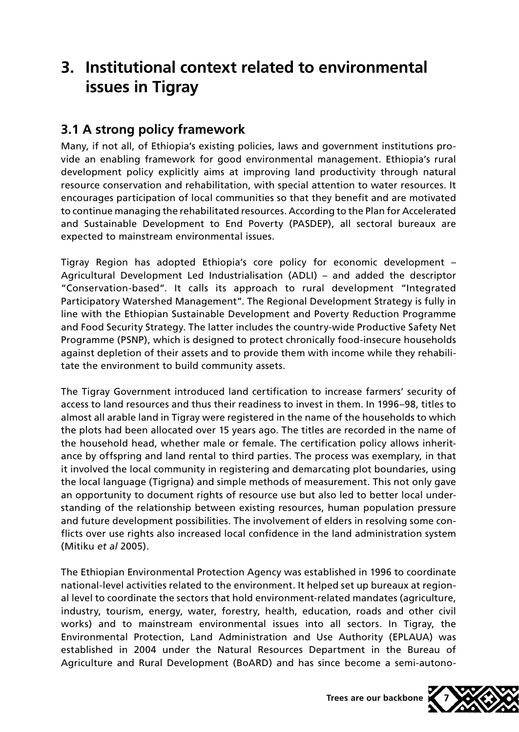# 3. Institutional context related to environmental issues in Tigray

## 3.1 A strong policy framework

Many, if not all, of Ethiopia's existing policies, laws and government institutions provide an enabling framework for good environmental management. Ethiopia's rural development policy explicitly aims at improving land productivity through natural resource conservation and rehabilitation, with special attention to water resources. It encourages participation of local communities so that they benefit and are motivated to continue managing the rehabilitated resources. According to the Plan for Accelerated and Sustainable Development to End Poverty (PASDEP), all sectoral bureaux are expected to mainstream environmental issues.

Tigray Region has adopted Ethiopia's core policy for economic development – Agricultural Development Led Industrialisation (ADLI) – and added the descriptor "Conservation-based". It calls its approach to rural development "Integrated Participatory Watershed Management". The Regional Development Strategy is fully in line with the Ethiopian Sustainable Development and Poverty Reduction Programme and Food Security Strategy. The latter includes the country-wide Productive Safety Net Programme (PSNP), which is designed to protect chronically food-insecure households against depletion of their assets and to provide them with income while they rehabilitate the environment to build community assets.

The Tigray Government introduced land certification to increase farmers' security of access to land resources and thus their readiness to invest in them. In 1996–98, titles to almost all arable land in Tigray were registered in the name of the households to which the plots had been allocated over 15 years ago. The titles are recorded in the name of the household head, whether male or female. The certification policy allows inheritance by offspring and land rental to third parties. The process was exemplary, in that it involved the local community in registering and demarcating plot boundaries, using the local language (Tigrigna) and simple methods of measurement. This not only gave an opportunity to document rights of resource use but also led to better local understanding of the relationship between existing resources, human population pressure and future development possibilities. The involvement of elders in resolving some conflicts over use rights also increased local confidence in the land administration system (Mitiku *et al* 2005).

The Ethiopian Environmental Protection Agency was established in 1996 to coordinate national-level activities related to the environment. It helped set up bureaux at regional level to coordinate the sectors that hold environment-related mandates (agriculture, industry, tourism, energy, water, forestry, health, education, roads and other civil works) and to mainstream environmental issues into all sectors. In Tigray, the Environmental Protection, Land Administration and Use Authority (EPLAUA) was established in 2004 under the Natural Resources Department in the Bureau of Agriculture and Rural Development (BoARD) and has since become a semi-autono-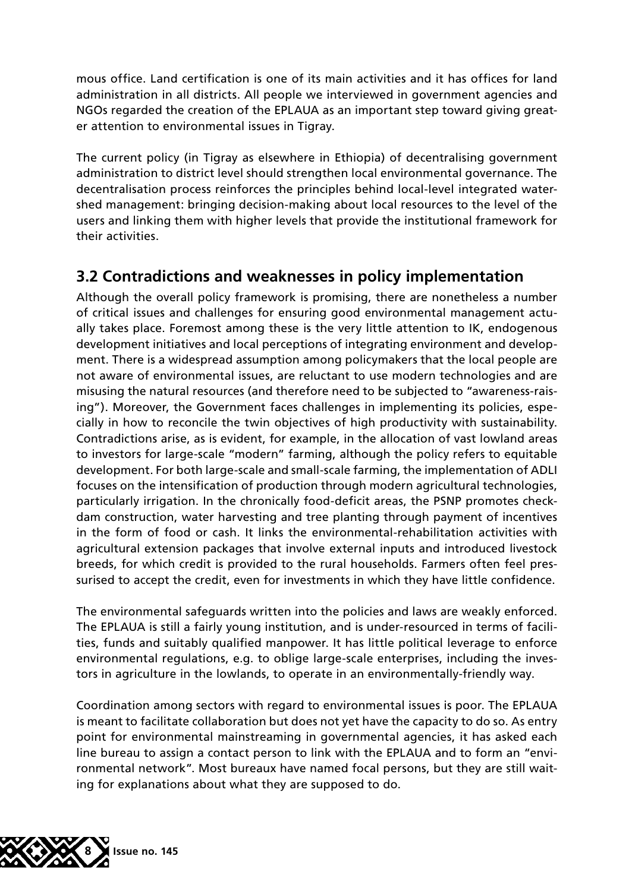mous office. Land certification is one of its main activities and it has offices for land administration in all districts. All people we interviewed in government agencies and NGOs regarded the creation of the EPLAUA as an important step toward giving greater attention to environmental issues in Tigray.

The current policy (in Tigray as elsewhere in Ethiopia) of decentralising government administration to district level should strengthen local environmental governance. The decentralisation process reinforces the principles behind local-level integrated watershed management: bringing decision-making about local resources to the level of the users and linking them with higher levels that provide the institutional framework for their activities.

## 3.2 Contradictions and weaknesses in policy implementation

Although the overall policy framework is promising, there are nonetheless a number of critical issues and challenges for ensuring good environmental management actually takes place. Foremost among these is the very little attention to IK, endogenous development initiatives and local perceptions of integrating environment and development. There is a widespread assumption among policymakers that the local people are not aware of environmental issues, are reluctant to use modern technologies and are misusing the natural resources (and therefore need to be subjected to "awareness-raising"). Moreover, the Government faces challenges in implementing its policies, especially in how to reconcile the twin objectives of high productivity with sustainability. Contradictions arise, as is evident, for example, in the allocation of vast lowland areas to investors for large-scale "modern" farming, although the policy refers to equitable development. For both large-scale and small-scale farming, the implementation of ADLI focuses on the intensification of production through modern agricultural technologies, particularly irrigation. In the chronically food-deficit areas, the PSNP promotes check-dam construction, water harvesting and tree planting through payment of incentives in the form of food or cash. It links the environmental-rehabilitation activities with agricultural extension packages that involve external inputs and introduced livestock breeds, for which credit is provided to the rural households. Farmers often feel pressurised to accept the credit, even for investments in which they have little confidence.

The environmental safeguards written into the policies and laws are weakly enforced. The EPLAUA is still a fairly young institution, and is under-resourced in terms of facilities, funds and suitably qualified manpower. It has little political leverage to enforce environmental regulations, e.g. to oblige large-scale enterprises, including the investors in agriculture in the lowlands, to operate in an environmentally-friendly way.

Coordination among sectors with regard to environmental issues is poor. The EPLAUA is meant to facilitate collaboration but does not yet have the capacity to do so. As entry point for environmental mainstreaming in governmental agencies, it has asked each line bureau to assign a contact person to link with the EPLAUA and to form an "environmental network". Most bureaux have named focal persons, but they are still waiting for explanations about what they are supposed to do.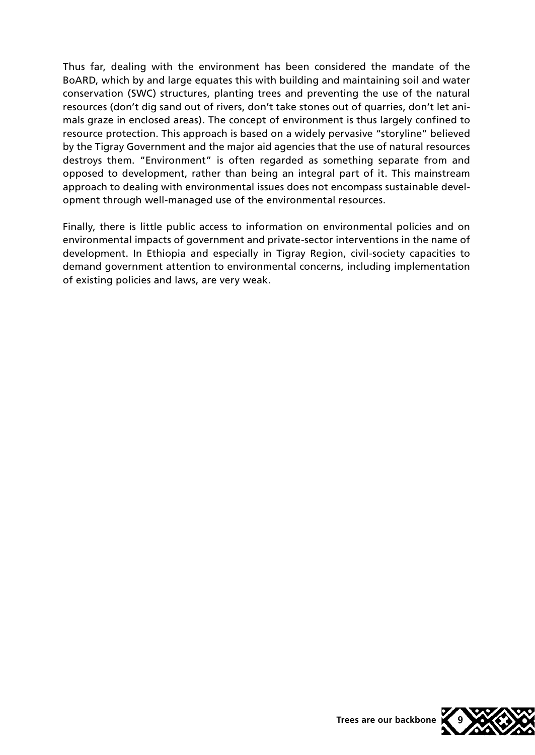Thus far, dealing with the environment has been considered the mandate of the BoARD, which by and large equates this with building and maintaining soil and water conservation (SWC) structures, planting trees and preventing the use of the natural resources (don't dig sand out of rivers, don't take stones out of quarries, don't let animals graze in enclosed areas). The concept of environment is thus largely confined to resource protection. This approach is based on a widely pervasive "storyline" believed by the Tigray Government and the major aid agencies that the use of natural resources destroys them. "Environment" is often regarded as something separate from and opposed to development, rather than being an integral part of it. This mainstream approach to dealing with environmental issues does not encompass sustainable development through well-managed use of the environmental resources.

Finally, there is little public access to information on environmental policies and on environmental impacts of government and private-sector interventions in the name of development. In Ethiopia and especially in Tigray Region, civil-society capacities to demand government attention to environmental concerns, including implementation of existing policies and laws, are very weak.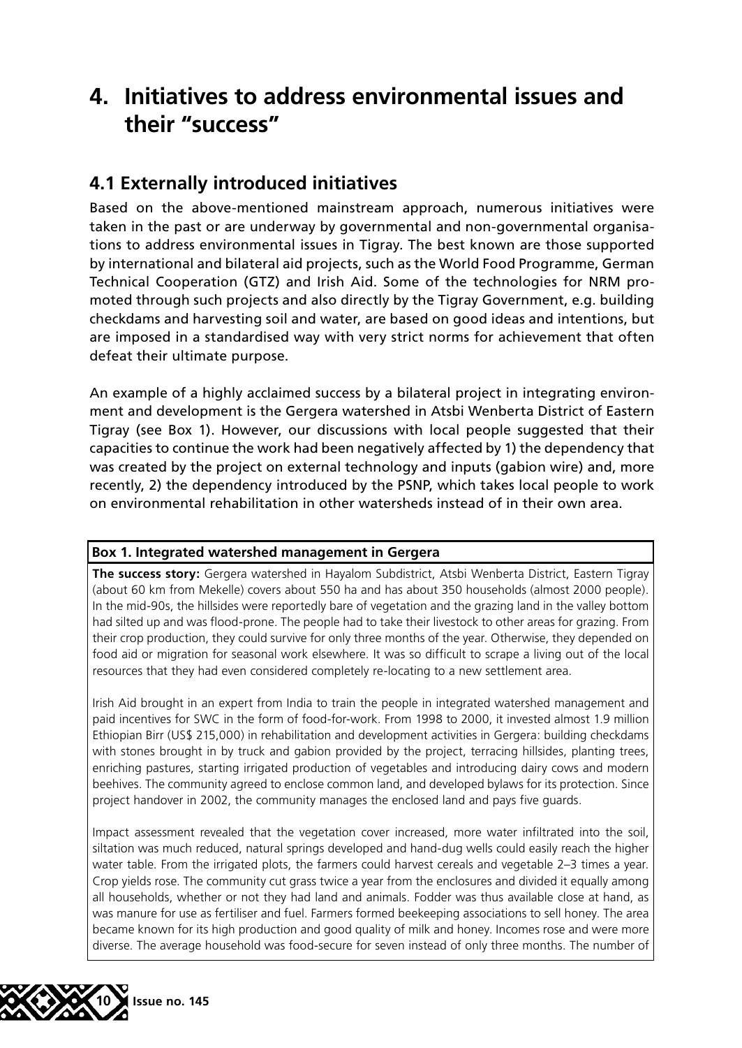# 4. Initiatives to address environmental issues and their "success"

## 4.1 Externally introduced initiatives

Based on the above-mentioned mainstream approach, numerous initiatives were taken in the past or are underway by governmental and non-governmental organisations to address environmental issues in Tigray. The best known are those supported by international and bilateral aid projects, such as the World Food Programme, German Technical Cooperation (GTZ) and Irish Aid. Some of the technologies for NRM promoted through such projects and also directly by the Tigray Government, e.g. building checkdams and harvesting soil and water, are based on good ideas and intentions, but are imposed in a standardised way with very strict norms for achievement that often defeat their ultimate purpose.

An example of a highly acclaimed success by a bilateral project in integrating environment and development is the Gergera watershed in Atsbi Wenberta District of Eastern Tigray (see Box 1). However, our discussions with local people suggested that their capacities to continue the work had been negatively affected by 1) the dependency that was created by the project on external technology and inputs (gabion wire) and, more recently, 2) the dependency introduced by the PSNP, which takes local people to work on environmental rehabilitation in other watersheds instead of in their own area.

**Box 1. Integrated watershed management in Gergera**

**The success story:** Gergera watershed in Hayalom Subdistrict, Atsbi Wenberta District, Eastern Tigray (about 60 km from Mekelle) covers about 550 ha and has about 350 households (almost 2000 people). In the mid-90s, the hillsides were reportedly bare of vegetation and the grazing land in the valley bottom had silted up and was flood-prone. The people had to take their livestock to other areas for grazing. From their crop production, they could survive for only three months of the year. Otherwise, they depended on food aid or migration for seasonal work elsewhere. It was so difficult to scrape a living out of the local resources that they had even considered completely re-locating to a new settlement area.

Irish Aid brought in an expert from India to train the people in integrated watershed management and paid incentives for SWC in the form of food-for-work. From 1998 to 2000, it invested almost 1.9 million Ethiopian Birr (US$ 215,000) in rehabilitation and development activities in Gergera: building checkdams with stones brought in by truck and gabion provided by the project, terracing hillsides, planting trees, enriching pastures, starting irrigated production of vegetables and introducing dairy cows and modern beehives. The community agreed to enclose common land, and developed bylaws for its protection. Since project handover in 2002, the community manages the enclosed land and pays five guards.

Impact assessment revealed that the vegetation cover increased, more water infiltrated into the soil, siltation was much reduced, natural springs developed and hand-dug wells could easily reach the higher water table. From the irrigated plots, the farmers could harvest cereals and vegetable 2–3 times a year. Crop yields rose. The community cut grass twice a year from the enclosures and divided it equally among all households, whether or not they had land and animals. Fodder was thus available close at hand, as was manure for use as fertiliser and fuel. Farmers formed beekeeping associations to sell honey. The area became known for its high production and good quality of milk and honey. Incomes rose and were more diverse. The average household was food-secure for seven instead of only three months. The number of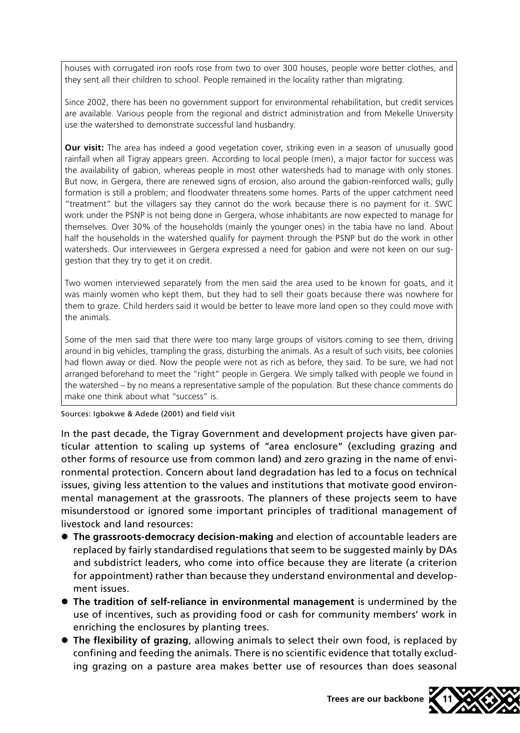houses with corrugated iron roofs rose from two to over 300 houses, people wore better clothes, and they sent all their children to school. People remained in the locality rather than migrating.

Since 2002, there has been no government support for environmental rehabilitation, but credit services are available. Various people from the regional and district administration and from Mekelle University use the watershed to demonstrate successful land husbandry.

**Our visit:** The area has indeed a good vegetation cover, striking even in a season of unusually good rainfall when all Tigray appears green. According to local people (men), a major factor for success was the availability of gabion, whereas people in most other watersheds had to manage with only stones. But now, in Gergera, there are renewed signs of erosion, also around the gabion-reinforced walls; gully formation is still a problem; and floodwater threatens some homes. Parts of the upper catchment need "treatment" but the villagers say they cannot do the work because there is no payment for it. SWC work under the PSNP is not being done in Gergera, whose inhabitants are now expected to manage for themselves. Over 30% of the households (mainly the younger ones) in the tabia have no land. About half the households in the watershed qualify for payment through the PSNP but do the work in other watersheds. Our interviewees in Gergera expressed a need for gabion and were not keen on our suggestion that they try to get it on credit.

Two women interviewed separately from the men said the area used to be known for goats, and it was mainly women who kept them, but they had to sell their goats because there was nowhere for them to graze. Child herders said it would be better to leave more land open so they could move with the animals.

Some of the men said that there were too many large groups of visitors coming to see them, driving around in big vehicles, trampling the grass, disturbing the animals. As a result of such visits, bee colonies had flown away or died. Now the people were not as rich as before, they said. To be sure, we had not arranged beforehand to meet the "right" people in Gergera. We simply talked with people we found in the watershed – by no means a representative sample of the population. But these chance comments do make one think about what "success" is.

Sources: Igbokwe & Adede (2001) and field visit

In the past decade, the Tigray Government and development projects have given particular attention to scaling up systems of "area enclosure" (excluding grazing and other forms of resource use from common land) and zero grazing in the name of environmental protection. Concern about land degradation has led to a focus on technical issues, giving less attention to the values and institutions that motivate good environmental management at the grassroots. The planners of these projects seem to have misunderstood or ignored some important principles of traditional management of livestock and land resources:

- **The grassroots-democracy decision-making** and election of accountable leaders are replaced by fairly standardised regulations that seem to be suggested mainly by DAs and subdistrict leaders, who come into office because they are literate (a criterion for appointment) rather than because they understand environmental and development issues.
- **The tradition of self-reliance in environmental management** is undermined by the use of incentives, such as providing food or cash for community members' work in enriching the enclosures by planting trees.
- **The flexibility of grazing**, allowing animals to select their own food, is replaced by confining and feeding the animals. There is no scientific evidence that totally excluding grazing on a pasture area makes better use of resources than does seasonal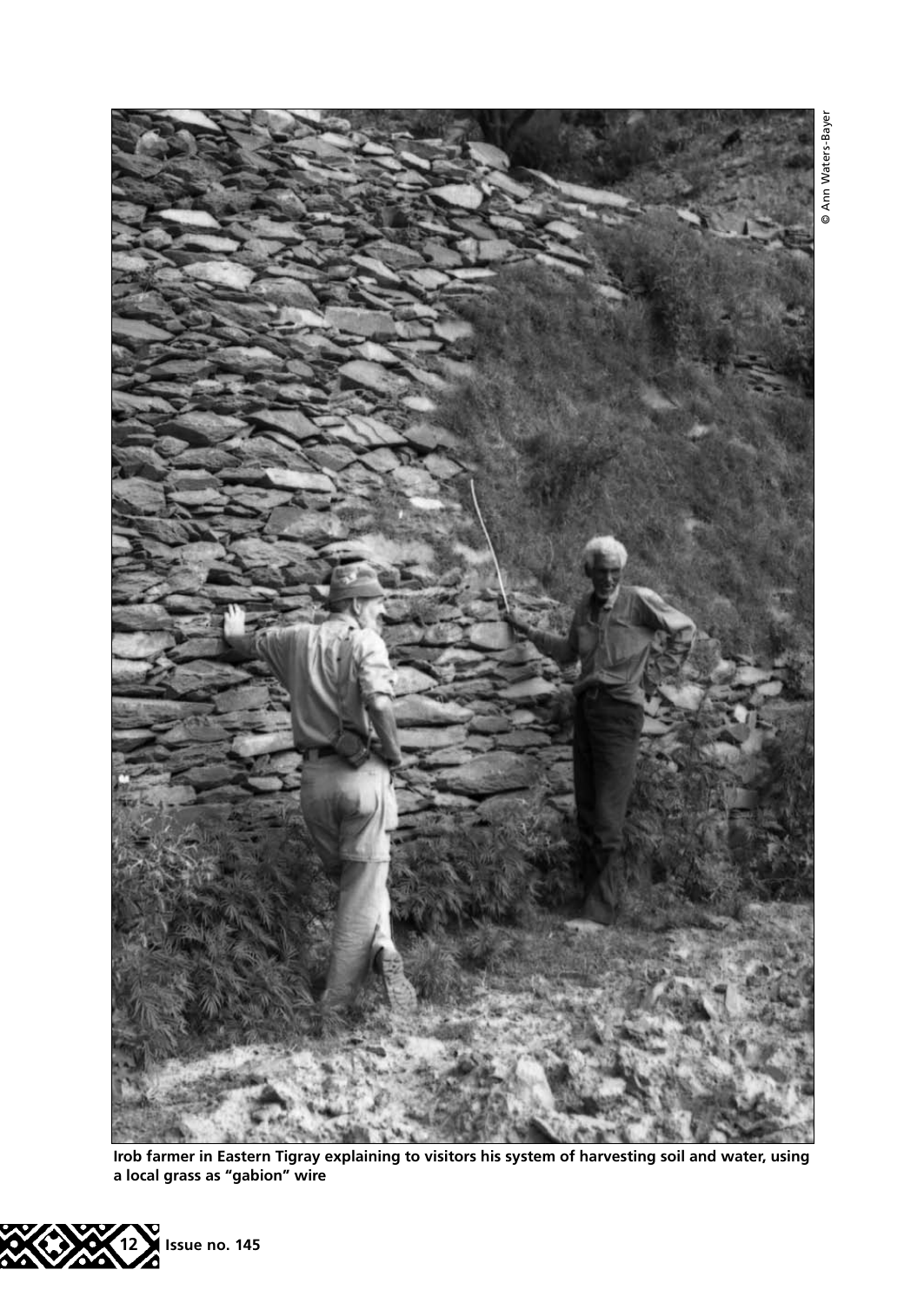Irob farmer in Eastern Tigray explaining to visitors his system of harvesting soil and water, using a local grass as "gabion" wire

© Ann Waters-Bayer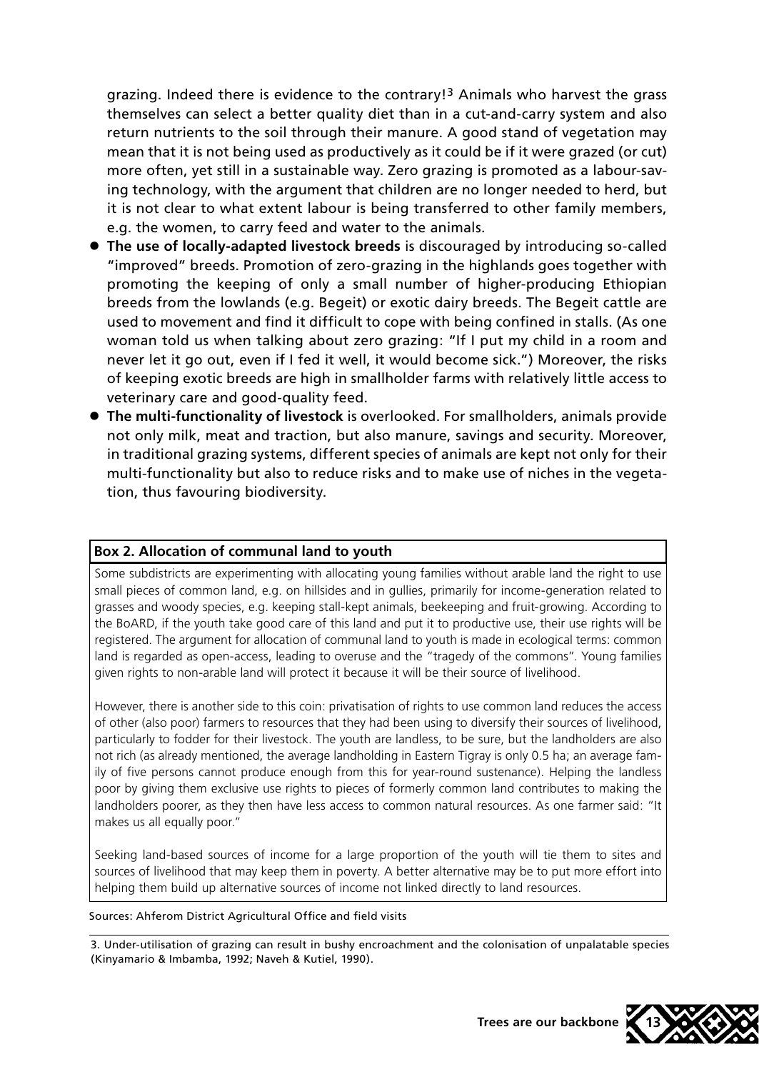grazing. Indeed there is evidence to the contrary![3] Animals who harvest the grass themselves can select a better quality diet than in a cut-and-carry system and also return nutrients to the soil through their manure. A good stand of vegetation may mean that it is not being used as productively as it could be if it were grazed (or cut) more often, yet still in a sustainable way. Zero grazing is promoted as a labour-saving technology, with the argument that children are no longer needed to herd, but it is not clear to what extent labour is being transferred to other family members, e.g. the women, to carry feed and water to the animals.

- **The use of locally-adapted livestock breeds** is discouraged by introducing so-called "improved" breeds. Promotion of zero-grazing in the highlands goes together with promoting the keeping of only a small number of higher-producing Ethiopian breeds from the lowlands (e.g. Begeit) or exotic dairy breeds. The Begeit cattle are used to movement and find it difficult to cope with being confined in stalls. (As one woman told us when talking about zero grazing: "If I put my child in a room and never let it go out, even if I fed it well, it would become sick.") Moreover, the risks of keeping exotic breeds are high in smallholder farms with relatively little access to veterinary care and good-quality feed.
- **The multi-functionality of livestock** is overlooked. For smallholders, animals provide not only milk, meat and traction, but also manure, savings and security. Moreover, in traditional grazing systems, different species of animals are kept not only for their multi-functionality but also to reduce risks and to make use of niches in the vegetation, thus favouring biodiversity.

**Box 2. Allocation of communal land to youth**

Some subdistricts are experimenting with allocating young families without arable land the right to use small pieces of common land, e.g. on hillsides and in gullies, primarily for income-generation related to grasses and woody species, e.g. keeping stall-kept animals, beekeeping and fruit-growing. According to the BoARD, if the youth take good care of this land and put it to productive use, their use rights will be registered. The argument for allocation of communal land to youth is made in ecological terms: common land is regarded as open-access, leading to overuse and the "tragedy of the commons". Young families given rights to non-arable land will protect it because it will be their source of livelihood.

However, there is another side to this coin: privatisation of rights to use common land reduces the access of other (also poor) farmers to resources that they had been using to diversify their sources of livelihood, particularly to fodder for their livestock. The youth are landless, to be sure, but the landholders are also not rich (as already mentioned, the average landholding in Eastern Tigray is only 0.5 ha; an average family of five persons cannot produce enough from this for year-round sustenance). Helping the landless poor by giving them exclusive use rights to pieces of formerly common land contributes to making the landholders poorer, as they then have less access to common natural resources. As one farmer said: "It makes us all equally poor."

Seeking land-based sources of income for a large proportion of the youth will tie them to sites and sources of livelihood that may keep them in poverty. A better alternative may be to put more effort into helping them build up alternative sources of income not linked directly to land resources.

Sources: Ahferom District Agricultural Office and field visits

3. Under-utilisation of grazing can result in bushy encroachment and the colonisation of unpalatable species (Kinyamario & Imbamba, 1992; Naveh & Kutiel, 1990).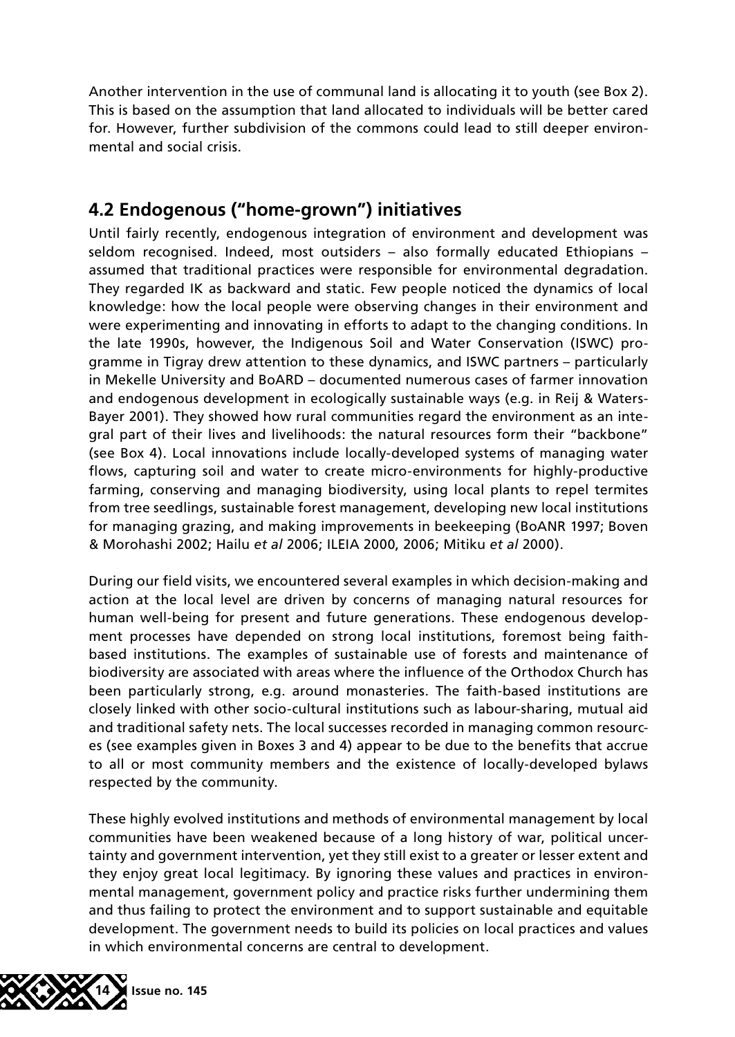Another intervention in the use of communal land is allocating it to youth (see Box 2). This is based on the assumption that land allocated to individuals will be better cared for. However, further subdivision of the commons could lead to still deeper environmental and social crisis.

## 4.2 Endogenous ("home-grown") initiatives

Until fairly recently, endogenous integration of environment and development was seldom recognised. Indeed, most outsiders – also formally educated Ethiopians – assumed that traditional practices were responsible for environmental degradation. They regarded IK as backward and static. Few people noticed the dynamics of local knowledge: how the local people were observing changes in their environment and were experimenting and innovating in efforts to adapt to the changing conditions. In the late 1990s, however, the Indigenous Soil and Water Conservation (ISWC) programme in Tigray drew attention to these dynamics, and ISWC partners – particularly in Mekelle University and BoARD – documented numerous cases of farmer innovation and endogenous development in ecologically sustainable ways (e.g. in Reij & Waters-Bayer 2001). They showed how rural communities regard the environment as an integral part of their lives and livelihoods: the natural resources form their "backbone" (see Box 4). Local innovations include locally-developed systems of managing water flows, capturing soil and water to create micro-environments for highly-productive farming, conserving and managing biodiversity, using local plants to repel termites from tree seedlings, sustainable forest management, developing new local institutions for managing grazing, and making improvements in beekeeping (BoANR 1997; Boven & Morohashi 2002; Hailu *et al* 2006; ILEIA 2000, 2006; Mitiku *et al* 2000).

During our field visits, we encountered several examples in which decision-making and action at the local level are driven by concerns of managing natural resources for human well-being for present and future generations. These endogenous development processes have depended on strong local institutions, foremost being faith-based institutions. The examples of sustainable use of forests and maintenance of biodiversity are associated with areas where the influence of the Orthodox Church has been particularly strong, e.g. around monasteries. The faith-based institutions are closely linked with other socio-cultural institutions such as labour-sharing, mutual aid and traditional safety nets. The local successes recorded in managing common resources (see examples given in Boxes 3 and 4) appear to be due to the benefits that accrue to all or most community members and the existence of locally-developed bylaws respected by the community.

These highly evolved institutions and methods of environmental management by local communities have been weakened because of a long history of war, political uncertainty and government intervention, yet they still exist to a greater or lesser extent and they enjoy great local legitimacy. By ignoring these values and practices in environmental management, government policy and practice risks further undermining them and thus failing to protect the environment and to support sustainable and equitable development. The government needs to build its policies on local practices and values in which environmental concerns are central to development.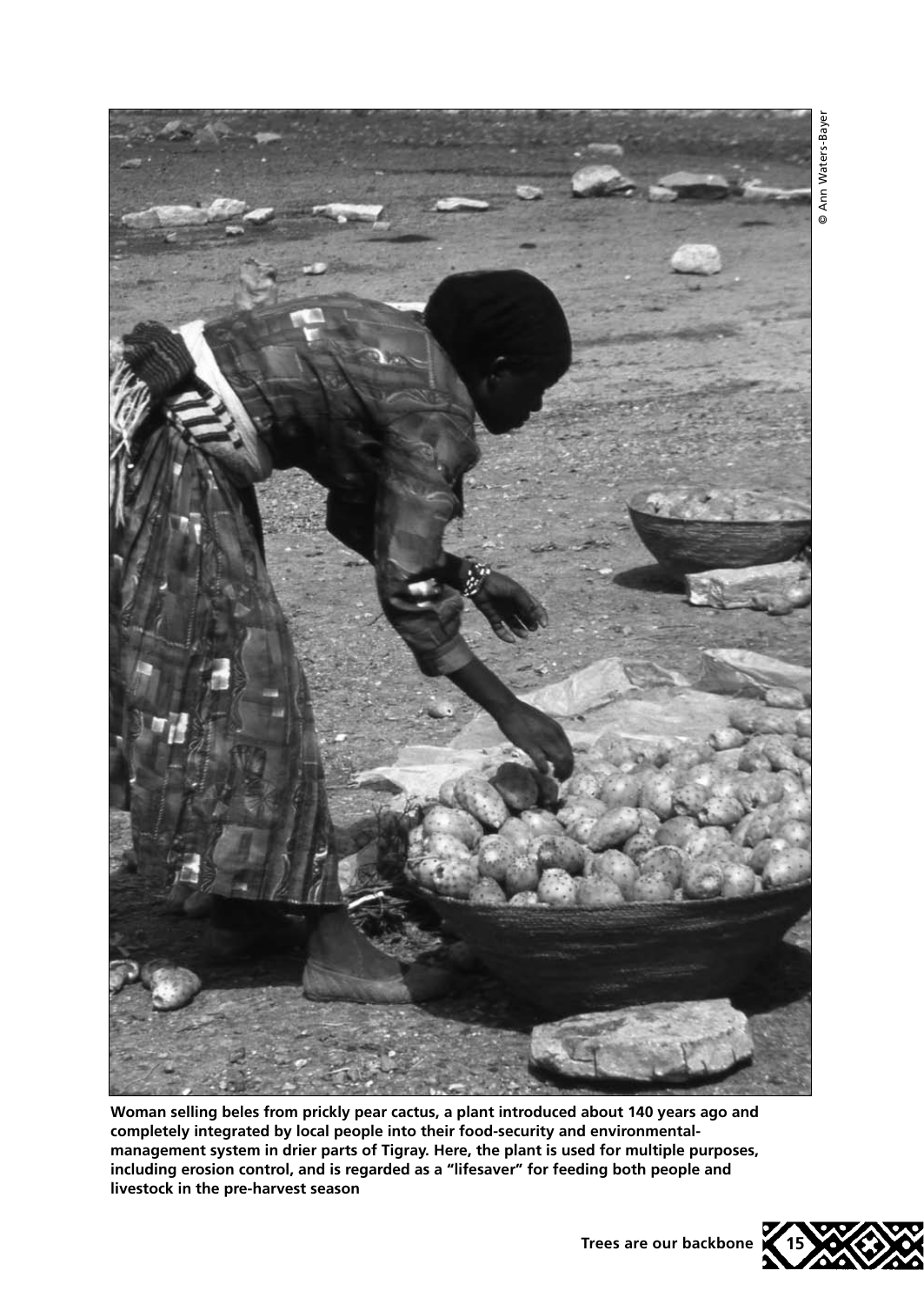© Ann Waters-Bayer

**Woman selling beles from prickly pear cactus, a plant introduced about 140 years ago and completely integrated by local people into their food-security and environmental-management system in drier parts of Tigray. Here, the plant is used for multiple purposes, including erosion control, and is regarded as a "lifesaver" for feeding both people and livestock in the pre-harvest season**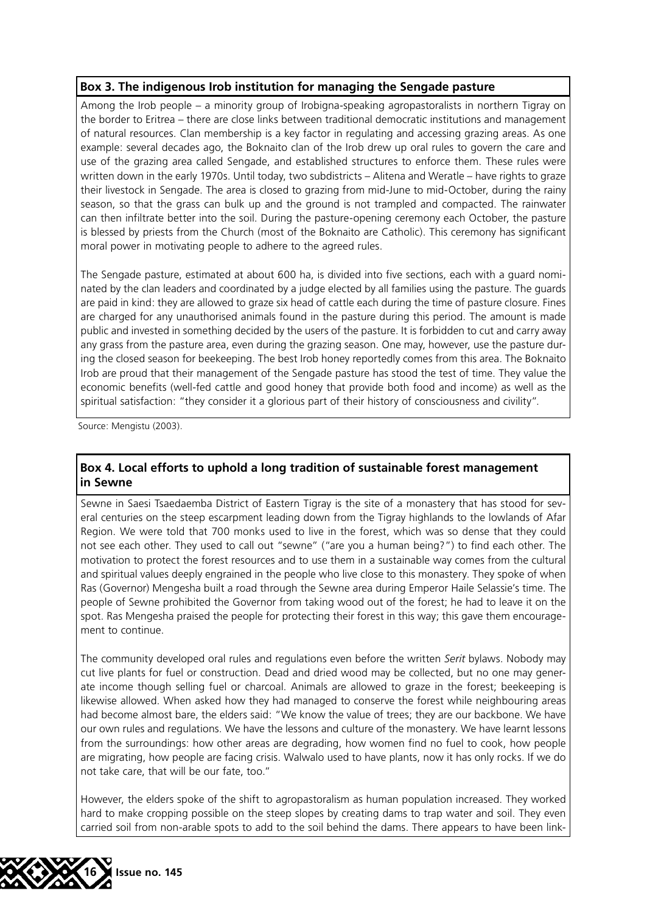### Box 3. The indigenous Irob institution for managing the Sengade pasture

Among the Irob people – a minority group of Irobigna-speaking agropastoralists in northern Tigray on the border to Eritrea – there are close links between traditional democratic institutions and management of natural resources. Clan membership is a key factor in regulating and accessing grazing areas. As one example: several decades ago, the Boknaito clan of the Irob drew up oral rules to govern the care and use of the grazing area called Sengade, and established structures to enforce them. These rules were written down in the early 1970s. Until today, two subdistricts – Alitena and Weratle – have rights to graze their livestock in Sengade. The area is closed to grazing from mid-June to mid-October, during the rainy season, so that the grass can bulk up and the ground is not trampled and compacted. The rainwater can then infiltrate better into the soil. During the pasture-opening ceremony each October, the pasture is blessed by priests from the Church (most of the Boknaito are Catholic). This ceremony has significant moral power in motivating people to adhere to the agreed rules.

The Sengade pasture, estimated at about 600 ha, is divided into five sections, each with a guard nominated by the clan leaders and coordinated by a judge elected by all families using the pasture. The guards are paid in kind: they are allowed to graze six head of cattle each during the time of pasture closure. Fines are charged for any unauthorised animals found in the pasture during this period. The amount is made public and invested in something decided by the users of the pasture. It is forbidden to cut and carry away any grass from the pasture area, even during the grazing season. One may, however, use the pasture during the closed season for beekeeping. The best Irob honey reportedly comes from this area. The Boknaito Irob are proud that their management of the Sengade pasture has stood the test of time. They value the economic benefits (well-fed cattle and good honey that provide both food and income) as well as the spiritual satisfaction: "they consider it a glorious part of their history of consciousness and civility".

Source: Mengistu (2003).

### Box 4. Local efforts to uphold a long tradition of sustainable forest management in Sewne

Sewne in Saesi Tsaedaemba District of Eastern Tigray is the site of a monastery that has stood for several centuries on the steep escarpment leading down from the Tigray highlands to the lowlands of Afar Region. We were told that 700 monks used to live in the forest, which was so dense that they could not see each other. They used to call out "sewne" ("are you a human being?") to find each other. The motivation to protect the forest resources and to use them in a sustainable way comes from the cultural and spiritual values deeply engrained in the people who live close to this monastery. They spoke of when Ras (Governor) Mengesha built a road through the Sewne area during Emperor Haile Selassie's time. The people of Sewne prohibited the Governor from taking wood out of the forest; he had to leave it on the spot. Ras Mengesha praised the people for protecting their forest in this way; this gave them encouragement to continue.

The community developed oral rules and regulations even before the written *Serit* bylaws. Nobody may cut live plants for fuel or construction. Dead and dried wood may be collected, but no one may generate income though selling fuel or charcoal. Animals are allowed to graze in the forest; beekeeping is likewise allowed. When asked how they had managed to conserve the forest while neighbouring areas had become almost bare, the elders said: "We know the value of trees; they are our backbone. We have our own rules and regulations. We have the lessons and culture of the monastery. We have learnt lessons from the surroundings: how other areas are degrading, how women find no fuel to cook, how people are migrating, how people are facing crisis. Walwalo used to have plants, now it has only rocks. If we do not take care, that will be our fate, too."

However, the elders spoke of the shift to agropastoralism as human population increased. They worked hard to make cropping possible on the steep slopes by creating dams to trap water and soil. They even carried soil from non-arable spots to add to the soil behind the dams. There appears to have been link-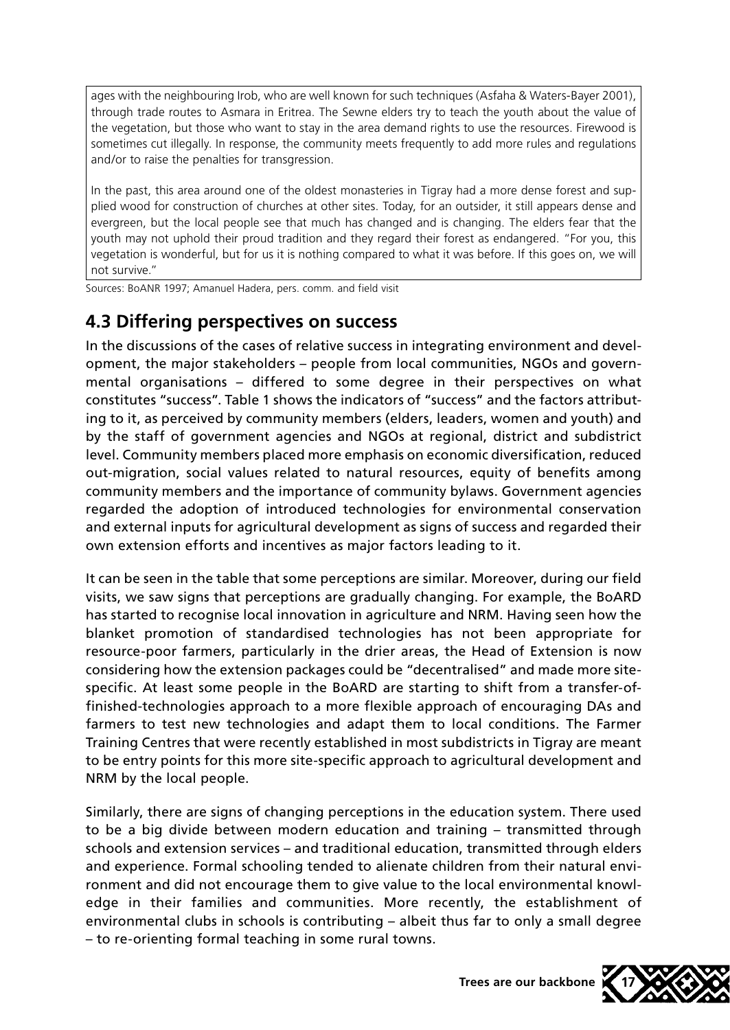ages with the neighbouring Irob, who are well known for such techniques (Asfaha & Waters-Bayer 2001), through trade routes to Asmara in Eritrea. The Sewne elders try to teach the youth about the value of the vegetation, but those who want to stay in the area demand rights to use the resources. Firewood is sometimes cut illegally. In response, the community meets frequently to add more rules and regulations and/or to raise the penalties for transgression.

In the past, this area around one of the oldest monasteries in Tigray had a more dense forest and supplied wood for construction of churches at other sites. Today, for an outsider, it still appears dense and evergreen, but the local people see that much has changed and is changing. The elders fear that the youth may not uphold their proud tradition and they regard their forest as endangered. "For you, this vegetation is wonderful, but for us it is nothing compared to what it was before. If this goes on, we will not survive."

Sources: BoANR 1997; Amanuel Hadera, pers. comm. and field visit

## 4.3 Differing perspectives on success

In the discussions of the cases of relative success in integrating environment and development, the major stakeholders – people from local communities, NGOs and governmental organisations – differed to some degree in their perspectives on what constitutes "success". Table 1 shows the indicators of "success" and the factors attributing to it, as perceived by community members (elders, leaders, women and youth) and by the staff of government agencies and NGOs at regional, district and subdistrict level. Community members placed more emphasis on economic diversification, reduced out-migration, social values related to natural resources, equity of benefits among community members and the importance of community bylaws. Government agencies regarded the adoption of introduced technologies for environmental conservation and external inputs for agricultural development as signs of success and regarded their own extension efforts and incentives as major factors leading to it.

It can be seen in the table that some perceptions are similar. Moreover, during our field visits, we saw signs that perceptions are gradually changing. For example, the BoARD has started to recognise local innovation in agriculture and NRM. Having seen how the blanket promotion of standardised technologies has not been appropriate for resource-poor farmers, particularly in the drier areas, the Head of Extension is now considering how the extension packages could be "decentralised" and made more site-specific. At least some people in the BoARD are starting to shift from a transfer-of-finished-technologies approach to a more flexible approach of encouraging DAs and farmers to test new technologies and adapt them to local conditions. The Farmer Training Centres that were recently established in most subdistricts in Tigray are meant to be entry points for this more site-specific approach to agricultural development and NRM by the local people.

Similarly, there are signs of changing perceptions in the education system. There used to be a big divide between modern education and training – transmitted through schools and extension services – and traditional education, transmitted through elders and experience. Formal schooling tended to alienate children from their natural environment and did not encourage them to give value to the local environmental knowledge in their families and communities. More recently, the establishment of environmental clubs in schools is contributing – albeit thus far to only a small degree – to re-orienting formal teaching in some rural towns.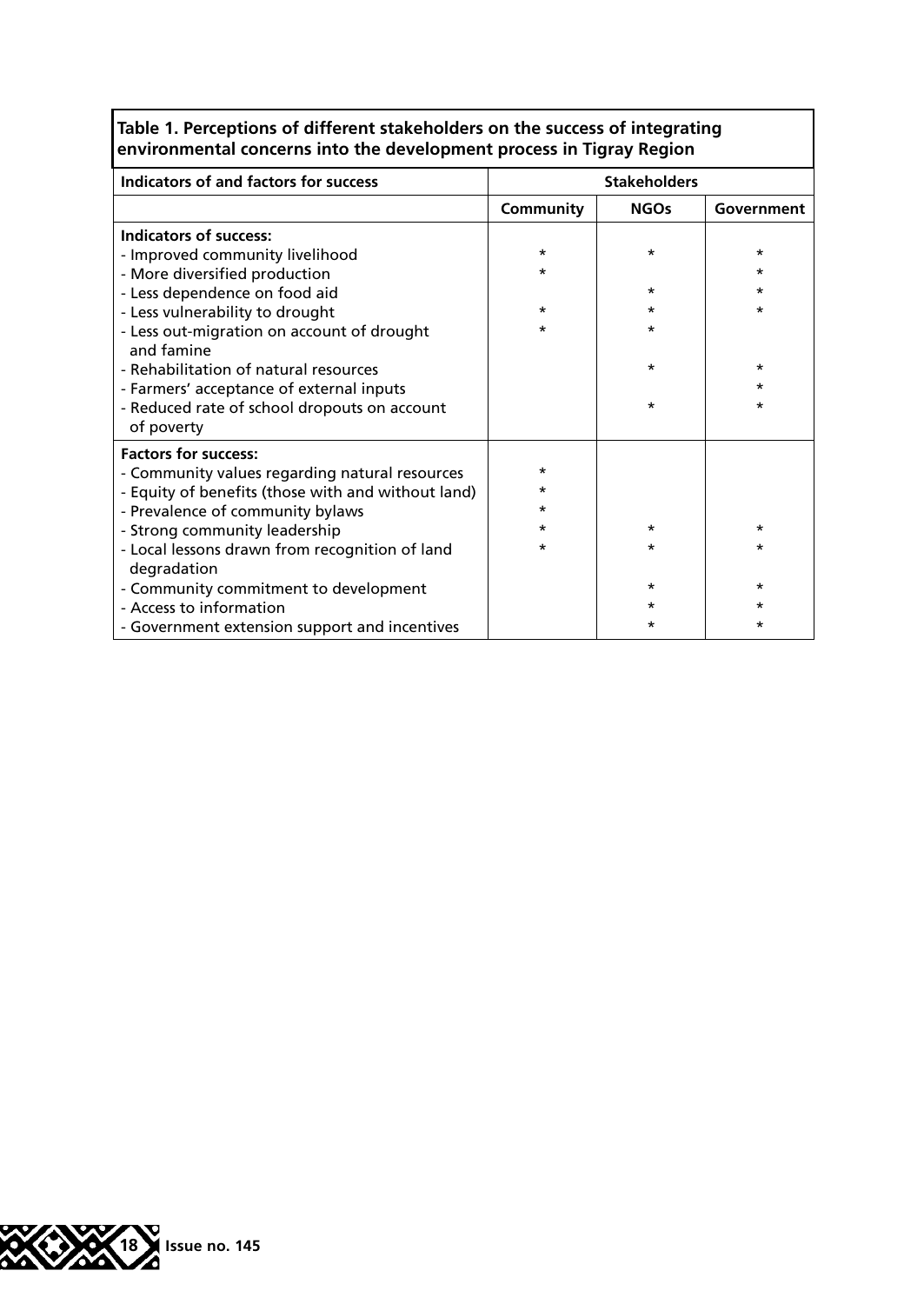**Table 1. Perceptions of different stakeholders on the success of integrating environmental concerns into the development process in Tigray Region**

| Indicators of and factors for success | Stakeholders | | |
|---|---|---|---|
| | Community | NGOs | Government |
| **Indicators of success:** | | | |
| - Improved community livelihood | * | * | * |
| - More diversified production | * | | * |
| - Less dependence on food aid | | * | * |
| - Less vulnerability to drought | * | * | * |
| - Less out-migration on account of drought and famine | * | * | |
| - Rehabilitation of natural resources | | * | * |
| - Farmers' acceptance of external inputs | | | * |
| - Reduced rate of school dropouts on account of poverty | | * | * |
| **Factors for success:** | | | |
| - Community values regarding natural resources | * | | |
| - Equity of benefits (those with and without land) | * | | |
| - Prevalence of community bylaws | * | | |
| - Strong community leadership | * | * | * |
| - Local lessons drawn from recognition of land degradation | * | * | * |
| - Community commitment to development | | * | * |
| - Access to information | | * | * |
| - Government extension support and incentives | | * | * |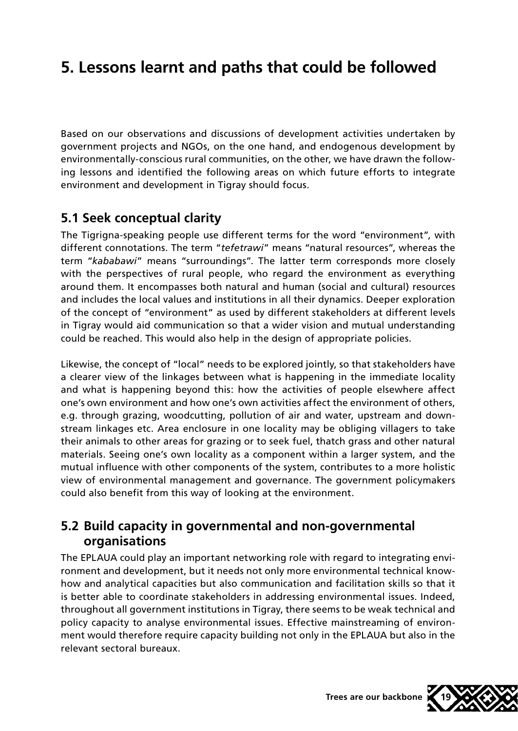# 5. Lessons learnt and paths that could be followed

Based on our observations and discussions of development activities undertaken by government projects and NGOs, on the one hand, and endogenous development by environmentally-conscious rural communities, on the other, we have drawn the following lessons and identified the following areas on which future efforts to integrate environment and development in Tigray should focus.

## 5.1 Seek conceptual clarity

The Tigrigna-speaking people use different terms for the word "environment", with different connotations. The term "*tefetrawi*" means "natural resources", whereas the term "*kababawi*" means "surroundings". The latter term corresponds more closely with the perspectives of rural people, who regard the environment as everything around them. It encompasses both natural and human (social and cultural) resources and includes the local values and institutions in all their dynamics. Deeper exploration of the concept of "environment" as used by different stakeholders at different levels in Tigray would aid communication so that a wider vision and mutual understanding could be reached. This would also help in the design of appropriate policies.

Likewise, the concept of "local" needs to be explored jointly, so that stakeholders have a clearer view of the linkages between what is happening in the immediate locality and what is happening beyond this: how the activities of people elsewhere affect one's own environment and how one's own activities affect the environment of others, e.g. through grazing, woodcutting, pollution of air and water, upstream and downstream linkages etc. Area enclosure in one locality may be obliging villagers to take their animals to other areas for grazing or to seek fuel, thatch grass and other natural materials. Seeing one's own locality as a component within a larger system, and the mutual influence with other components of the system, contributes to a more holistic view of environmental management and governance. The government policymakers could also benefit from this way of looking at the environment.

## 5.2 Build capacity in governmental and non-governmental organisations

The EPLAUA could play an important networking role with regard to integrating environment and development, but it needs not only more environmental technical know-how and analytical capacities but also communication and facilitation skills so that it is better able to coordinate stakeholders in addressing environmental issues. Indeed, throughout all government institutions in Tigray, there seems to be weak technical and policy capacity to analyse environmental issues. Effective mainstreaming of environment would therefore require capacity building not only in the EPLAUA but also in the relevant sectoral bureaux.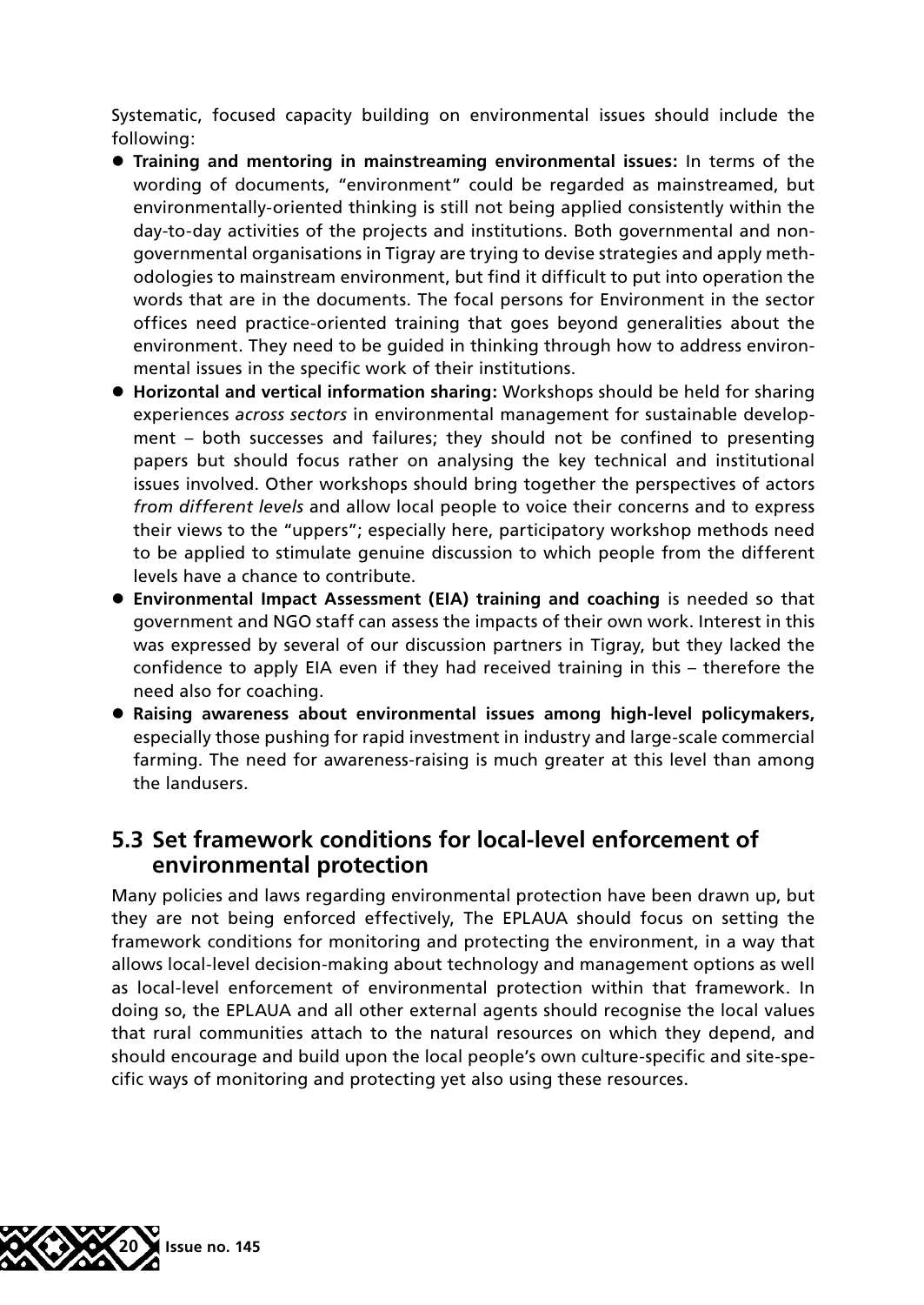Systematic, focused capacity building on environmental issues should include the following:

- **Training and mentoring in mainstreaming environmental issues:** In terms of the wording of documents, "environment" could be regarded as mainstreamed, but environmentally-oriented thinking is still not being applied consistently within the day-to-day activities of the projects and institutions. Both governmental and non-governmental organisations in Tigray are trying to devise strategies and apply methodologies to mainstream environment, but find it difficult to put into operation the words that are in the documents. The focal persons for Environment in the sector offices need practice-oriented training that goes beyond generalities about the environment. They need to be guided in thinking through how to address environmental issues in the specific work of their institutions.
- **Horizontal and vertical information sharing:** Workshops should be held for sharing experiences *across sectors* in environmental management for sustainable development – both successes and failures; they should not be confined to presenting papers but should focus rather on analysing the key technical and institutional issues involved. Other workshops should bring together the perspectives of actors *from different levels* and allow local people to voice their concerns and to express their views to the "uppers"; especially here, participatory workshop methods need to be applied to stimulate genuine discussion to which people from the different levels have a chance to contribute.
- **Environmental Impact Assessment (EIA) training and coaching** is needed so that government and NGO staff can assess the impacts of their own work. Interest in this was expressed by several of our discussion partners in Tigray, but they lacked the confidence to apply EIA even if they had received training in this – therefore the need also for coaching.
- **Raising awareness about environmental issues among high-level policymakers,** especially those pushing for rapid investment in industry and large-scale commercial farming. The need for awareness-raising is much greater at this level than among the landusers.

## 5.3 Set framework conditions for local-level enforcement of environmental protection

Many policies and laws regarding environmental protection have been drawn up, but they are not being enforced effectively, The EPLAUA should focus on setting the framework conditions for monitoring and protecting the environment, in a way that allows local-level decision-making about technology and management options as well as local-level enforcement of environmental protection within that framework. In doing so, the EPLAUA and all other external agents should recognise the local values that rural communities attach to the natural resources on which they depend, and should encourage and build upon the local people's own culture-specific and site-specific ways of monitoring and protecting yet also using these resources.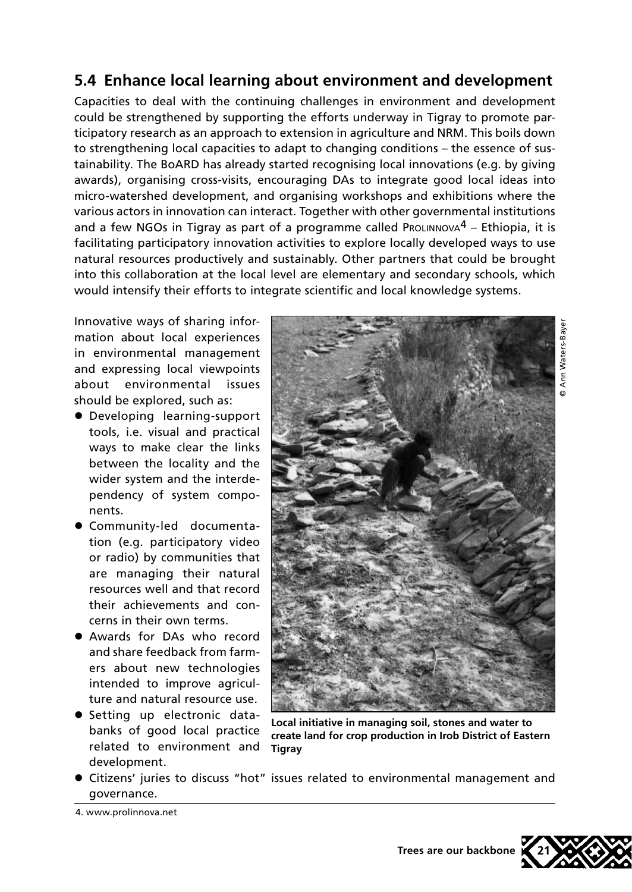## 5.4 Enhance local learning about environment and development

Capacities to deal with the continuing challenges in environment and development could be strengthened by supporting the efforts underway in Tigray to promote participatory research as an approach to extension in agriculture and NRM. This boils down to strengthening local capacities to adapt to changing conditions – the essence of sustainability. The BoARD has already started recognising local innovations (e.g. by giving awards), organising cross-visits, encouraging DAs to integrate good local ideas into micro-watershed development, and organising workshops and exhibitions where the various actors in innovation can interact. Together with other governmental institutions and a few NGOs in Tigray as part of a programme called PROLINNOVA[4] – Ethiopia, it is facilitating participatory innovation activities to explore locally developed ways to use natural resources productively and sustainably. Other partners that could be brought into this collaboration at the local level are elementary and secondary schools, which would intensify their efforts to integrate scientific and local knowledge systems.

Innovative ways of sharing information about local experiences in environmental management and expressing local viewpoints about environmental issues should be explored, such as:

- Developing learning-support tools, i.e. visual and practical ways to make clear the links between the locality and the wider system and the interdependency of system components.
- Community-led documentation (e.g. participatory video or radio) by communities that are managing their natural resources well and that record their achievements and concerns in their own terms.
- Awards for DAs who record and share feedback from farmers about new technologies intended to improve agriculture and natural resource use.
- Setting up electronic databanks of good local practice related to environment and development.
- Citizens' juries to discuss "hot" issues related to environmental management and governance.

© Ann Waters-Bayer

**Local initiative in managing soil, stones and water to create land for crop production in Irob District of Eastern Tigray**

4. www.prolinnova.net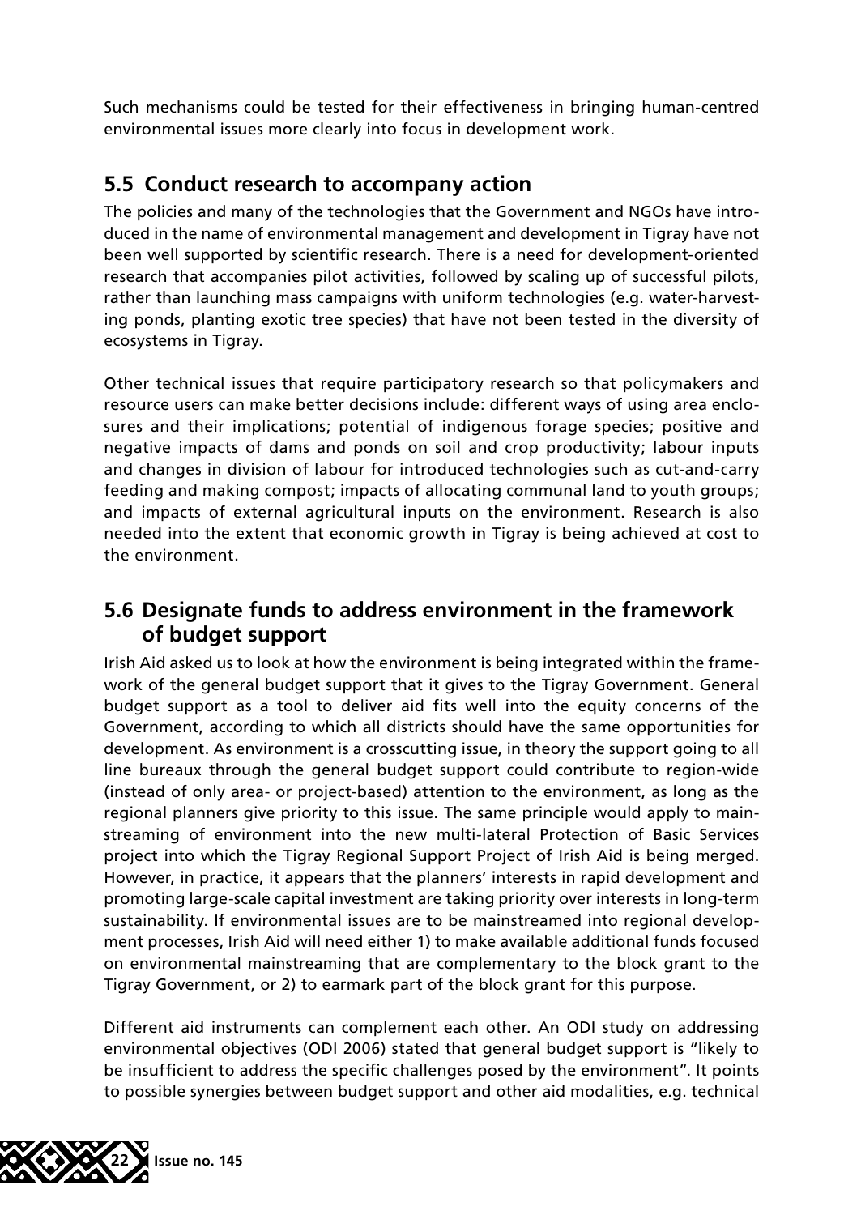Such mechanisms could be tested for their effectiveness in bringing human-centred environmental issues more clearly into focus in development work.

## 5.5 Conduct research to accompany action

The policies and many of the technologies that the Government and NGOs have introduced in the name of environmental management and development in Tigray have not been well supported by scientific research. There is a need for development-oriented research that accompanies pilot activities, followed by scaling up of successful pilots, rather than launching mass campaigns with uniform technologies (e.g. water-harvesting ponds, planting exotic tree species) that have not been tested in the diversity of ecosystems in Tigray.

Other technical issues that require participatory research so that policymakers and resource users can make better decisions include: different ways of using area enclosures and their implications; potential of indigenous forage species; positive and negative impacts of dams and ponds on soil and crop productivity; labour inputs and changes in division of labour for introduced technologies such as cut-and-carry feeding and making compost; impacts of allocating communal land to youth groups; and impacts of external agricultural inputs on the environment. Research is also needed into the extent that economic growth in Tigray is being achieved at cost to the environment.

## 5.6 Designate funds to address environment in the framework of budget support

Irish Aid asked us to look at how the environment is being integrated within the framework of the general budget support that it gives to the Tigray Government. General budget support as a tool to deliver aid fits well into the equity concerns of the Government, according to which all districts should have the same opportunities for development. As environment is a crosscutting issue, in theory the support going to all line bureaux through the general budget support could contribute to region-wide (instead of only area- or project-based) attention to the environment, as long as the regional planners give priority to this issue. The same principle would apply to mainstreaming of environment into the new multi-lateral Protection of Basic Services project into which the Tigray Regional Support Project of Irish Aid is being merged. However, in practice, it appears that the planners' interests in rapid development and promoting large-scale capital investment are taking priority over interests in long-term sustainability. If environmental issues are to be mainstreamed into regional development processes, Irish Aid will need either 1) to make available additional funds focused on environmental mainstreaming that are complementary to the block grant to the Tigray Government, or 2) to earmark part of the block grant for this purpose.

Different aid instruments can complement each other. An ODI study on addressing environmental objectives (ODI 2006) stated that general budget support is "likely to be insufficient to address the specific challenges posed by the environment". It points to possible synergies between budget support and other aid modalities, e.g. technical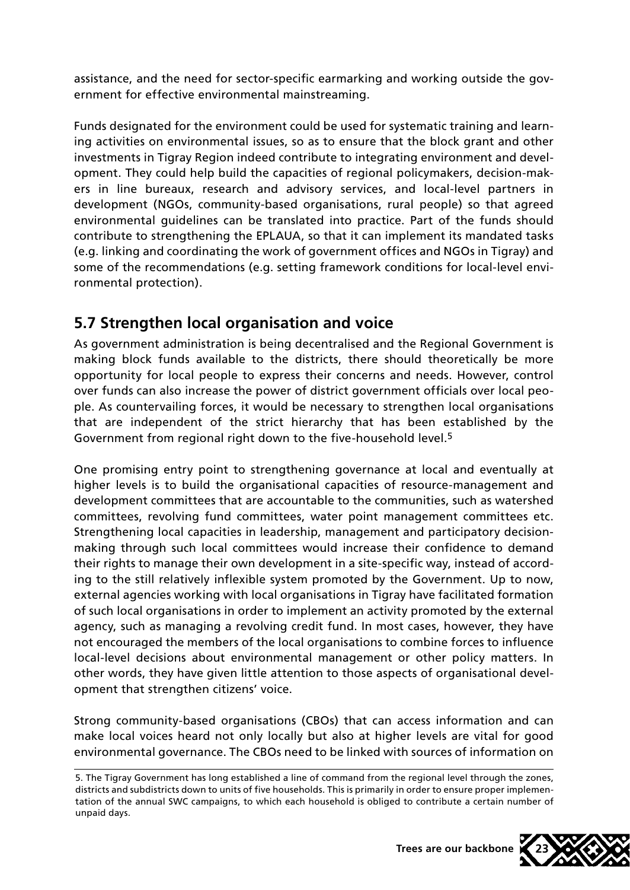assistance, and the need for sector-specific earmarking and working outside the government for effective environmental mainstreaming.

Funds designated for the environment could be used for systematic training and learning activities on environmental issues, so as to ensure that the block grant and other investments in Tigray Region indeed contribute to integrating environment and development. They could help build the capacities of regional policymakers, decision-makers in line bureaux, research and advisory services, and local-level partners in development (NGOs, community-based organisations, rural people) so that agreed environmental guidelines can be translated into practice. Part of the funds should contribute to strengthening the EPLAUA, so that it can implement its mandated tasks (e.g. linking and coordinating the work of government offices and NGOs in Tigray) and some of the recommendations (e.g. setting framework conditions for local-level environmental protection).

## 5.7 Strengthen local organisation and voice

As government administration is being decentralised and the Regional Government is making block funds available to the districts, there should theoretically be more opportunity for local people to express their concerns and needs. However, control over funds can also increase the power of district government officials over local people. As countervailing forces, it would be necessary to strengthen local organisations that are independent of the strict hierarchy that has been established by the Government from regional right down to the five-household level.[5]

One promising entry point to strengthening governance at local and eventually at higher levels is to build the organisational capacities of resource-management and development committees that are accountable to the communities, such as watershed committees, revolving fund committees, water point management committees etc. Strengthening local capacities in leadership, management and participatory decision-making through such local committees would increase their confidence to demand their rights to manage their own development in a site-specific way, instead of according to the still relatively inflexible system promoted by the Government. Up to now, external agencies working with local organisations in Tigray have facilitated formation of such local organisations in order to implement an activity promoted by the external agency, such as managing a revolving credit fund. In most cases, however, they have not encouraged the members of the local organisations to combine forces to influence local-level decisions about environmental management or other policy matters. In other words, they have given little attention to those aspects of organisational development that strengthen citizens' voice.

Strong community-based organisations (CBOs) that can access information and can make local voices heard not only locally but also at higher levels are vital for good environmental governance. The CBOs need to be linked with sources of information on

5. The Tigray Government has long established a line of command from the regional level through the zones, districts and subdistricts down to units of five households. This is primarily in order to ensure proper implementation of the annual SWC campaigns, to which each household is obliged to contribute a certain number of unpaid days.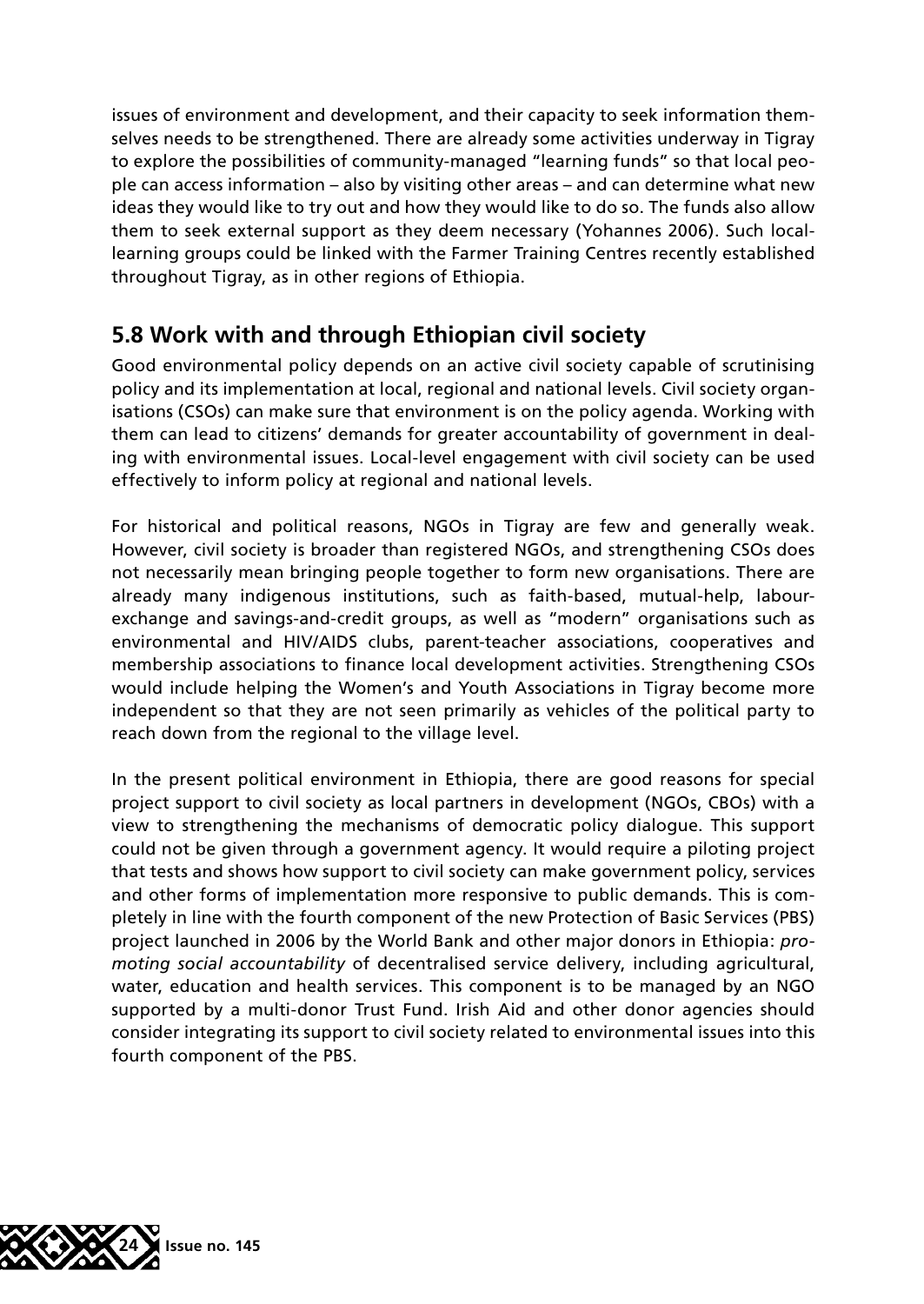issues of environment and development, and their capacity to seek information themselves needs to be strengthened. There are already some activities underway in Tigray to explore the possibilities of community-managed "learning funds" so that local people can access information – also by visiting other areas – and can determine what new ideas they would like to try out and how they would like to do so. The funds also allow them to seek external support as they deem necessary (Yohannes 2006). Such local-learning groups could be linked with the Farmer Training Centres recently established throughout Tigray, as in other regions of Ethiopia.

## 5.8 Work with and through Ethiopian civil society

Good environmental policy depends on an active civil society capable of scrutinising policy and its implementation at local, regional and national levels. Civil society organisations (CSOs) can make sure that environment is on the policy agenda. Working with them can lead to citizens' demands for greater accountability of government in dealing with environmental issues. Local-level engagement with civil society can be used effectively to inform policy at regional and national levels.

For historical and political reasons, NGOs in Tigray are few and generally weak. However, civil society is broader than registered NGOs, and strengthening CSOs does not necessarily mean bringing people together to form new organisations. There are already many indigenous institutions, such as faith-based, mutual-help, labour-exchange and savings-and-credit groups, as well as "modern" organisations such as environmental and HIV/AIDS clubs, parent-teacher associations, cooperatives and membership associations to finance local development activities. Strengthening CSOs would include helping the Women's and Youth Associations in Tigray become more independent so that they are not seen primarily as vehicles of the political party to reach down from the regional to the village level.

In the present political environment in Ethiopia, there are good reasons for special project support to civil society as local partners in development (NGOs, CBOs) with a view to strengthening the mechanisms of democratic policy dialogue. This support could not be given through a government agency. It would require a piloting project that tests and shows how support to civil society can make government policy, services and other forms of implementation more responsive to public demands. This is completely in line with the fourth component of the new Protection of Basic Services (PBS) project launched in 2006 by the World Bank and other major donors in Ethiopia: *promoting social accountability* of decentralised service delivery, including agricultural, water, education and health services. This component is to be managed by an NGO supported by a multi-donor Trust Fund. Irish Aid and other donor agencies should consider integrating its support to civil society related to environmental issues into this fourth component of the PBS.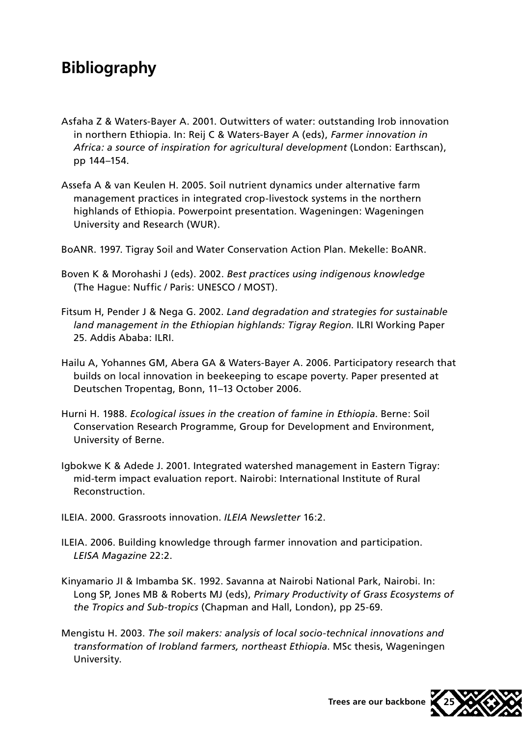## Bibliography

Asfaha Z & Waters-Bayer A. 2001. Outwitters of water: outstanding Irob innovation in northern Ethiopia. In: Reij C & Waters-Bayer A (eds), *Farmer innovation in Africa: a source of inspiration for agricultural development* (London: Earthscan), pp 144–154.

Assefa A & van Keulen H. 2005. Soil nutrient dynamics under alternative farm management practices in integrated crop-livestock systems in the northern highlands of Ethiopia. Powerpoint presentation. Wageningen: Wageningen University and Research (WUR).

BoANR. 1997. Tigray Soil and Water Conservation Action Plan. Mekelle: BoANR.

Boven K & Morohashi J (eds). 2002. *Best practices using indigenous knowledge* (The Hague: Nuffic / Paris: UNESCO / MOST).

Fitsum H, Pender J & Nega G. 2002. *Land degradation and strategies for sustainable land management in the Ethiopian highlands: Tigray Region*. ILRI Working Paper 25. Addis Ababa: ILRI.

Hailu A, Yohannes GM, Abera GA & Waters-Bayer A. 2006. Participatory research that builds on local innovation in beekeeping to escape poverty. Paper presented at Deutschen Tropentag, Bonn, 11–13 October 2006.

Hurni H. 1988. *Ecological issues in the creation of famine in Ethiopia*. Berne: Soil Conservation Research Programme, Group for Development and Environment, University of Berne.

Igbokwe K & Adede J. 2001. Integrated watershed management in Eastern Tigray: mid-term impact evaluation report. Nairobi: International Institute of Rural Reconstruction.

ILEIA. 2000. Grassroots innovation. *ILEIA Newsletter* 16:2.

ILEIA. 2006. Building knowledge through farmer innovation and participation. *LEISA Magazine* 22:2.

Kinyamario JI & Imbamba SK. 1992. Savanna at Nairobi National Park, Nairobi. In: Long SP, Jones MB & Roberts MJ (eds), *Primary Productivity of Grass Ecosystems of the Tropics and Sub-tropics* (Chapman and Hall, London), pp 25-69.

Mengistu H. 2003. *The soil makers: analysis of local socio-technical innovations and transformation of Irobland farmers, northeast Ethiopia*. MSc thesis, Wageningen University.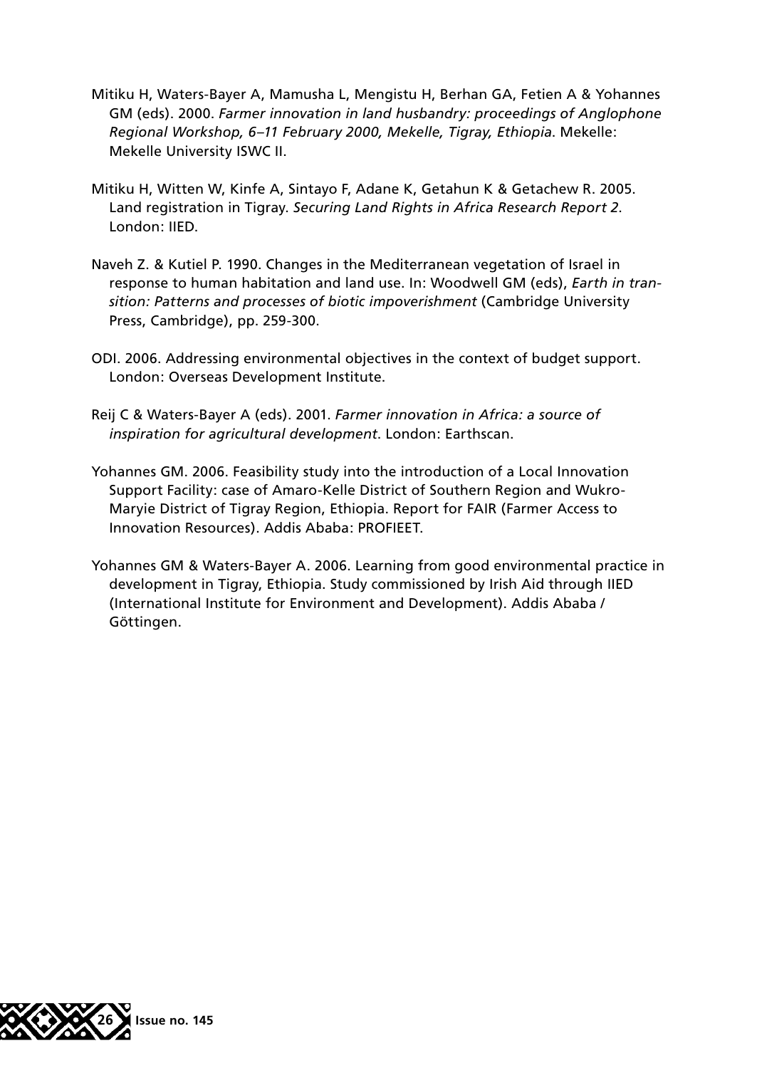Mitiku H, Waters-Bayer A, Mamusha L, Mengistu H, Berhan GA, Fetien A & Yohannes GM (eds). 2000. *Farmer innovation in land husbandry: proceedings of Anglophone Regional Workshop, 6–11 February 2000, Mekelle, Tigray, Ethiopia*. Mekelle: Mekelle University ISWC II.

Mitiku H, Witten W, Kinfe A, Sintayo F, Adane K, Getahun K & Getachew R. 2005. Land registration in Tigray. *Securing Land Rights in Africa Research Report 2*. London: IIED.

Naveh Z. & Kutiel P. 1990. Changes in the Mediterranean vegetation of Israel in response to human habitation and land use. In: Woodwell GM (eds), *Earth in transition: Patterns and processes of biotic impoverishment* (Cambridge University Press, Cambridge), pp. 259-300.

ODI. 2006. Addressing environmental objectives in the context of budget support. London: Overseas Development Institute.

Reij C & Waters-Bayer A (eds). 2001. *Farmer innovation in Africa: a source of inspiration for agricultural development*. London: Earthscan.

Yohannes GM. 2006. Feasibility study into the introduction of a Local Innovation Support Facility: case of Amaro-Kelle District of Southern Region and Wukro-Maryie District of Tigray Region, Ethiopia. Report for FAIR (Farmer Access to Innovation Resources). Addis Ababa: PROFIEET.

Yohannes GM & Waters-Bayer A. 2006. Learning from good environmental practice in development in Tigray, Ethiopia. Study commissioned by Irish Aid through IIED (International Institute for Environment and Development). Addis Ababa / Göttingen.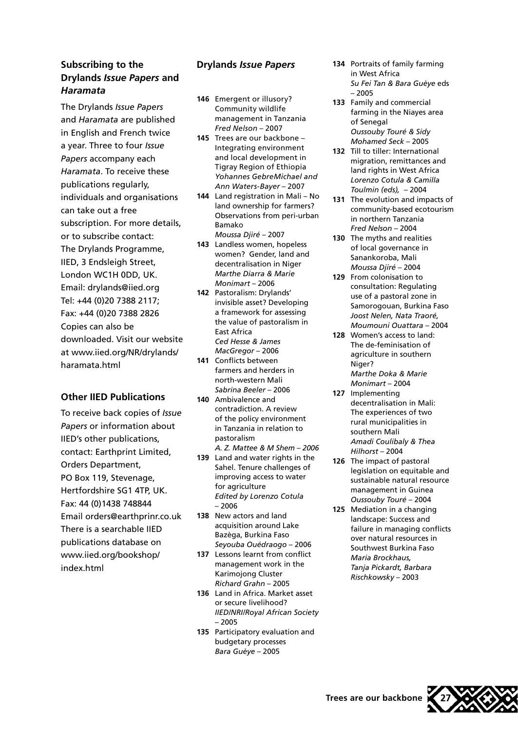## Subscribing to the Drylands *Issue Papers* and *Haramata*

The Drylands *Issue Papers* and *Haramata* are published in English and French twice a year. Three to four *Issue Papers* accompany each *Haramata*. To receive these publications regularly, individuals and organisations can take out a free subscription. For more details, or to subscribe contact: The Drylands Programme, IIED, 3 Endsleigh Street, London WC1H 0DD, UK. Email: drylands@iied.org Tel: +44 (0)20 7388 2117; Fax: +44 (0)20 7388 2826 Copies can also be downloaded. Visit our website at www.iied.org/NR/drylands/haramata.html

## Other IIED Publications

To receive back copies of *Issue Papers* or information about IIED's other publications, contact: Earthprint Limited, Orders Department, PO Box 119, Stevenage, Hertfordshire SG1 4TP, UK. Fax: 44 (0)1438 748844 Email orders@earthprinr.co.uk There is a searchable IIED publications database on www.iied.org/bookshop/index.html

## Drylands *Issue Papers*

**146** Emergent or illusory? Community wildlife management in Tanzania
*Fred Nelson* – 2007

**145** Trees are our backbone – Integrating environment and local development in Tigray Region of Ethiopia
*Yohannes GebreMichael and Ann Waters-Bayer* – 2007

**144** Land registration in Mali – No land ownership for farmers? Observations from peri-urban Bamako
*Moussa Djiré* – 2007

**143** Landless women, hopeless women? Gender, land and decentralisation in Niger
*Marthe Diarra & Marie Monimart* – 2006

**142** Pastoralism: Drylands' invisible asset? Developing a framework for assessing the value of pastoralism in East Africa
*Ced Hesse & James MacGregor* – 2006

**141** Conflicts between farmers and herders in north-western Mali
*Sabrina Beeler* – 2006

**140** Ambivalence and contradiction. A review of the policy environment in Tanzania in relation to pastoralism
*A. Z. Mattee & M Shem – 2006*

**139** Land and water rights in the Sahel. Tenure challenges of improving access to water for agriculture
*Edited by Lorenzo Cotula* – 2006

**138** New actors and land acquisition around Lake Bazèga, Burkina Faso
*Seyouba Ouédraogo* – 2006

**137** Lessons learnt from conflict management work in the Karimojong Cluster
*Richard Grahn* – 2005

**136** Land in Africa. Market asset or secure livelihood?
*IIED/NRI/Royal African Society* – 2005

**135** Participatory evaluation and budgetary processes
*Bara Guèye* – 2005

**134** Portraits of family farming in West Africa
*Su Fei Tan & Bara Guèye* eds – 2005

**133** Family and commercial farming in the Niayes area of Senegal
*Oussouby Touré & Sidy Mohamed Seck* – 2005

**132** Till to tiller: International migration, remittances and land rights in West Africa
*Lorenzo Cotula & Camilla Toulmin (eds),* – 2004

**131** The evolution and impacts of community-based ecotourism in northern Tanzania
*Fred Nelson* – 2004

**130** The myths and realities of local governance in Sanankoroba, Mali
*Moussa Djiré* – 2004

**129** From colonisation to consultation: Regulating use of a pastoral zone in Samorogouan, Burkina Faso
*Joost Nelen, Nata Traoré, Moumouni Ouattara* – 2004

**128** Women's access to land: The de-feminisation of agriculture in southern Niger?
*Marthe Doka & Marie Monimart* – 2004

**127** Implementing decentralisation in Mali: The experiences of two rural municipalities in southern Mali
*Amadi Coulibaly & Thea Hilhorst* – 2004

**126** The impact of pastoral legislation on equitable and sustainable natural resource management in Guinea
*Oussouby Touré* – 2004

**125** Mediation in a changing landscape: Success and failure in managing conflicts over natural resources in Southwest Burkina Faso
*Maria Brockhaus, Tanja Pickardt, Barbara Rischkowsky* – 2003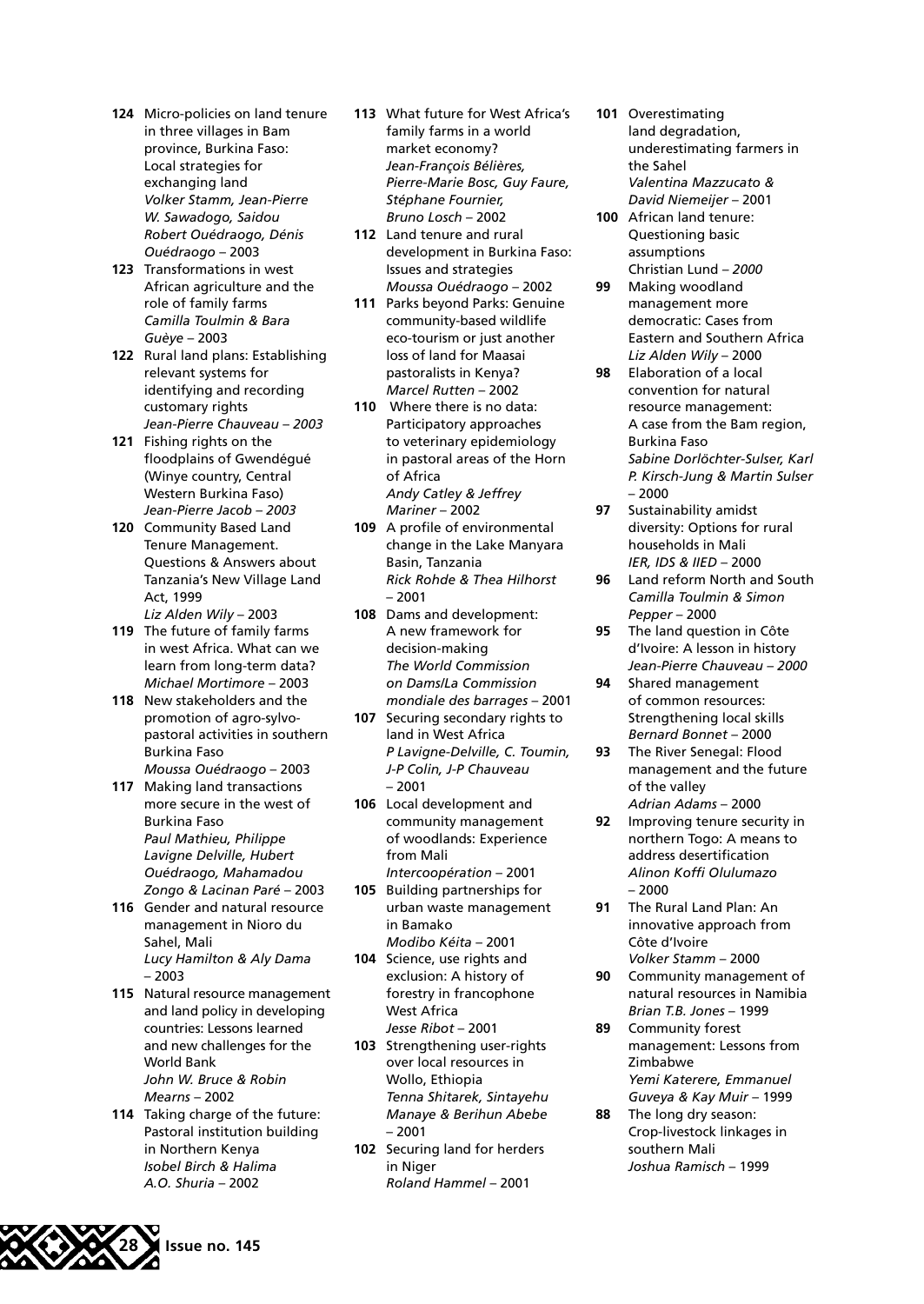**124** Micro-policies on land tenure in three villages in Bam province, Burkina Faso: Local strategies for exchanging land
*Volker Stamm, Jean-Pierre W. Sawadogo, Saidou Robert Ouédraogo, Dénis Ouédraogo* – 2003

**123** Transformations in west African agriculture and the role of family farms
*Camilla Toulmin & Bara Guèye* – 2003

**122** Rural land plans: Establishing relevant systems for identifying and recording customary rights
*Jean-Pierre Chauveau – 2003*

**121** Fishing rights on the floodplains of Gwendégué (Winye country, Central Western Burkina Faso)
*Jean-Pierre Jacob – 2003*

**120** Community Based Land Tenure Management. Questions & Answers about Tanzania's New Village Land Act, 1999
*Liz Alden Wily* – 2003

**119** The future of family farms in west Africa. What can we learn from long-term data?
*Michael Mortimore* – 2003

**118** New stakeholders and the promotion of agro-sylvo-pastoral activities in southern Burkina Faso
*Moussa Ouédraogo* – 2003

**117** Making land transactions more secure in the west of Burkina Faso
*Paul Mathieu, Philippe Lavigne Delville, Hubert Ouédraogo, Mahamadou Zongo & Lacinan Paré* – 2003

**116** Gender and natural resource management in Nioro du Sahel, Mali
*Lucy Hamilton & Aly Dama* – 2003

**115** Natural resource management and land policy in developing countries: Lessons learned and new challenges for the World Bank
*John W. Bruce & Robin Mearns* – 2002

**114** Taking charge of the future: Pastoral institution building in Northern Kenya
*Isobel Birch & Halima A.O. Shuria* – 2002

**113** What future for West Africa's family farms in a world market economy?
*Jean-François Bélières, Pierre-Marie Bosc, Guy Faure, Stéphane Fournier, Bruno Losch* – 2002

**112** Land tenure and rural development in Burkina Faso: Issues and strategies
*Moussa Ouédraogo* – 2002

**111** Parks beyond Parks: Genuine community-based wildlife eco-tourism or just another loss of land for Maasai pastoralists in Kenya?
*Marcel Rutten* – 2002

**110** Where there is no data: Participatory approaches to veterinary epidemiology in pastoral areas of the Horn of Africa
*Andy Catley & Jeffrey Mariner* – 2002

**109** A profile of environmental change in the Lake Manyara Basin, Tanzania
*Rick Rohde & Thea Hilhorst* – 2001

**108** Dams and development: A new framework for decision-making
*The World Commission on Dams/La Commission mondiale des barrages* – 2001

**107** Securing secondary rights to land in West Africa
*P Lavigne-Delville, C. Toumin, J-P Colin, J-P Chauveau* – 2001

**106** Local development and community management of woodlands: Experience from Mali
*Intercoopération* – 2001

**105** Building partnerships for urban waste management in Bamako
*Modibo Kéita* – 2001

**104** Science, use rights and exclusion: A history of forestry in francophone West Africa
*Jesse Ribot* – 2001

**103** Strengthening user-rights over local resources in Wollo, Ethiopia
*Tenna Shitarek, Sintayehu Manaye & Berihun Abebe* – 2001

**102** Securing land for herders in Niger
*Roland Hammel* – 2001

**101** Overestimating land degradation, underestimating farmers in the Sahel
*Valentina Mazzucato & David Niemeijer* – 2001

**100** African land tenure: Questioning basic assumptions
Christian Lund – *2000*

**99** Making woodland management more democratic: Cases from Eastern and Southern Africa
*Liz Alden Wily* – 2000

**98** Elaboration of a local convention for natural resource management: A case from the Bam region, Burkina Faso
*Sabine Dorlöchter-Sulser, Karl P. Kirsch-Jung & Martin Sulser* – 2000

**97** Sustainability amidst diversity: Options for rural households in Mali
*IER, IDS & IIED* – 2000

**96** Land reform North and South
*Camilla Toulmin & Simon Pepper* – 2000

**95** The land question in Côte d'Ivoire: A lesson in history
*Jean-Pierre Chauveau – 2000*

**94** Shared management of common resources: Strengthening local skills
*Bernard Bonnet* – 2000

**93** The River Senegal: Flood management and the future of the valley
*Adrian Adams* – 2000

**92** Improving tenure security in northern Togo: A means to address desertification
*Alinon Koffi Olulumazo* – 2000

**91** The Rural Land Plan: An innovative approach from Côte d'Ivoire
*Volker Stamm* – 2000

**90** Community management of natural resources in Namibia
*Brian T.B. Jones* – 1999

**89** Community forest management: Lessons from Zimbabwe
*Yemi Katerere, Emmanuel Guveya & Kay Muir* – 1999

**88** The long dry season: Crop-livestock linkages in southern Mali
*Joshua Ramisch* – 1999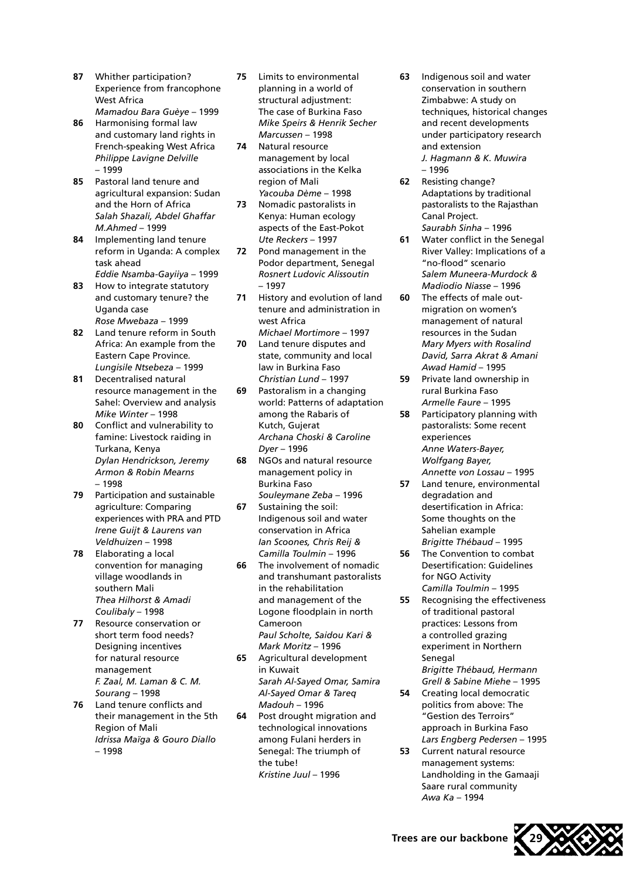**87** Whither participation? Experience from francophone West Africa
*Mamadou Bara Guèye* – 1999

**86** Harmonising formal law and customary land rights in French-speaking West Africa
*Philippe Lavigne Delville* – 1999

**85** Pastoral land tenure and agricultural expansion: Sudan and the Horn of Africa
*Salah Shazali, Abdel Ghaffar M.Ahmed* – 1999

**84** Implementing land tenure reform in Uganda: A complex task ahead
*Eddie Nsamba-Gayiiya* – 1999

**83** How to integrate statutory and customary tenure? the Uganda case
*Rose Mwebaza* – 1999

**82** Land tenure reform in South Africa: An example from the Eastern Cape Province.
*Lungisile Ntsebeza* – 1999

**81** Decentralised natural resource management in the Sahel: Overview and analysis
*Mike Winter* – 1998

**80** Conflict and vulnerability to famine: Livestock raiding in Turkana, Kenya
*Dylan Hendrickson, Jeremy Armon & Robin Mearns* – 1998

**79** Participation and sustainable agriculture: Comparing experiences with PRA and PTD
*Irene Guijt & Laurens van Veldhuizen* – 1998

**78** Elaborating a local convention for managing village woodlands in southern Mali
*Thea Hilhorst & Amadi Coulibaly* – 1998

**77** Resource conservation or short term food needs? Designing incentives for natural resource management
*F. Zaal, M. Laman & C. M. Sourang* – 1998

**76** Land tenure conflicts and their management in the 5th Region of Mali
*Idrissa Maïga & Gouro Diallo* – 1998

**75** Limits to environmental planning in a world of structural adjustment: The case of Burkina Faso
*Mike Speirs & Henrik Secher Marcussen* – 1998

**74** Natural resource management by local associations in the Kelka region of Mali
*Yacouba Dème* – 1998

**73** Nomadic pastoralists in Kenya: Human ecology aspects of the East-Pokot
*Ute Reckers* – 1997

**72** Pond management in the Podor department, Senegal
*Rosnert Ludovic Alissoutin* – 1997

**71** History and evolution of land tenure and administration in west Africa
*Michael Mortimore* – 1997

**70** Land tenure disputes and state, community and local law in Burkina Faso
*Christian Lund* – 1997

**69** Pastoralism in a changing world: Patterns of adaptation among the Rabaris of Kutch, Gujerat
*Archana Choski & Caroline Dyer* – 1996

**68** NGOs and natural resource management policy in Burkina Faso
*Souleymane Zeba* – 1996

**67** Sustaining the soil: Indigenous soil and water conservation in Africa
*Ian Scoones, Chris Reij & Camilla Toulmin* – 1996

**66** The involvement of nomadic and transhumant pastoralists in the rehabilitation and management of the Logone floodplain in north Cameroon
*Paul Scholte, Saidou Kari & Mark Moritz* – 1996

**65** Agricultural development in Kuwait
*Sarah Al-Sayed Omar, Samira Al-Sayed Omar & Tareq Madouh* – 1996

**64** Post drought migration and technological innovations among Fulani herders in Senegal: The triumph of the tube!
*Kristine Juul* – 1996

**63** Indigenous soil and water conservation in southern Zimbabwe: A study on techniques, historical changes and recent developments under participatory research and extension
*J. Hagmann & K. Muwira* – 1996

**62** Resisting change? Adaptations by traditional pastoralists to the Rajasthan Canal Project.
*Saurabh Sinha* – 1996

**61** Water conflict in the Senegal River Valley: Implications of a "no-flood" scenario
*Salem Muneera-Murdock & Madiodio Niasse* – 1996

**60** The effects of male out-migration on women's management of natural resources in the Sudan
*Mary Myers with Rosalind David, Sarra Akrat & Amani Awad Hamid* – 1995

**59** Private land ownership in rural Burkina Faso
*Armelle Faure* – 1995

**58** Participatory planning with pastoralists: Some recent experiences
*Anne Waters-Bayer, Wolfgang Bayer, Annette von Lossau* – 1995

**57** Land tenure, environmental degradation and desertification in Africa: Some thoughts on the Sahelian example
*Brigitte Thébaud* – 1995

**56** The Convention to combat Desertification: Guidelines for NGO Activity
*Camilla Toulmin* – 1995

**55** Recognising the effectiveness of traditional pastoral practices: Lessons from a controlled grazing experiment in Northern Senegal
*Brigitte Thébaud, Hermann Grell & Sabine Miehe* – 1995

**54** Creating local democratic politics from above: The "Gestion des Terroirs" approach in Burkina Faso
*Lars Engberg Pedersen* – 1995

**53** Current natural resource management systems: Landholding in the Gamaaji Saare rural community
*Awa Ka* – 1994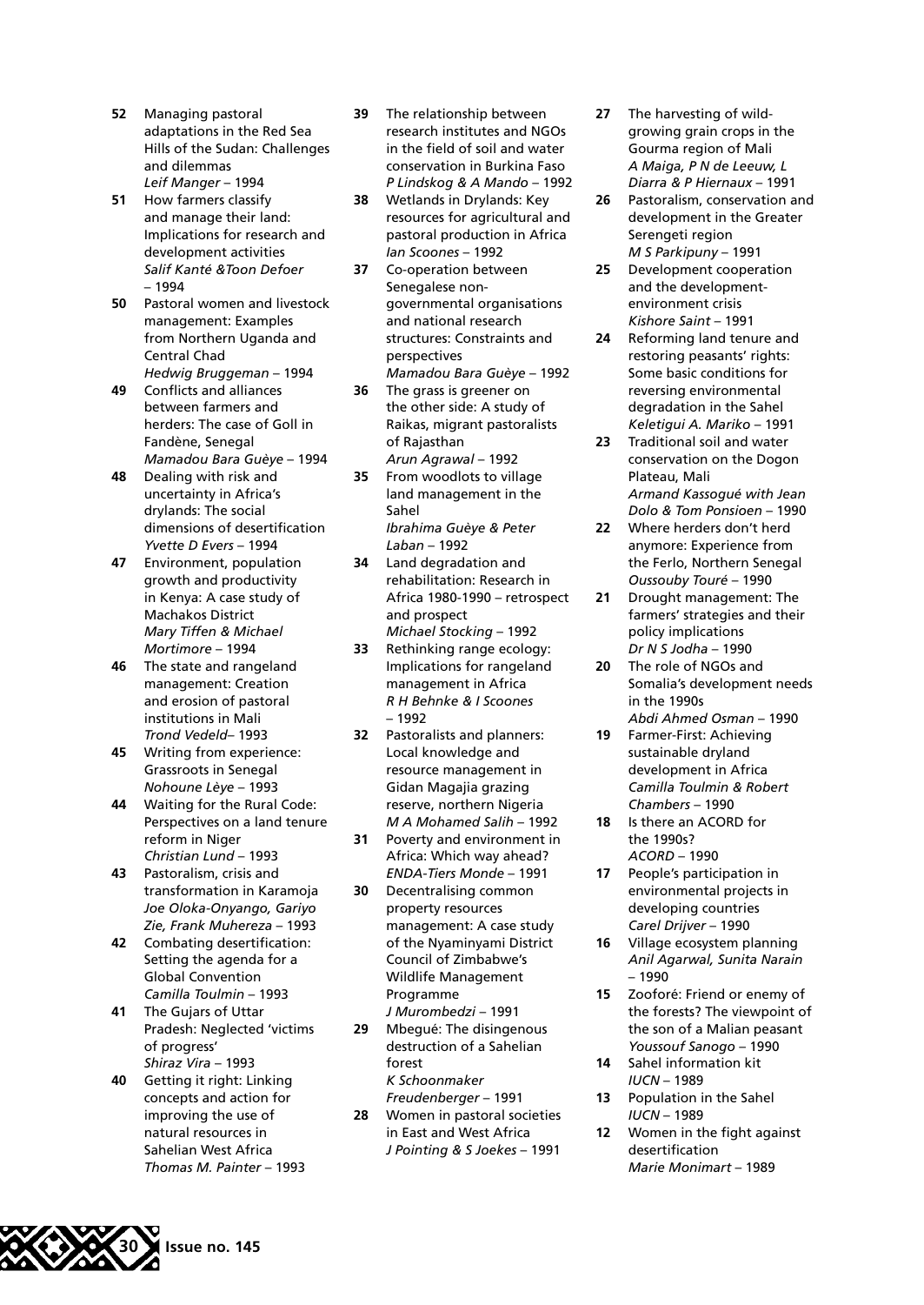**52** Managing pastoral adaptations in the Red Sea Hills of the Sudan: Challenges and dilemmas
*Leif Manger* – 1994

**51** How farmers classify and manage their land: Implications for research and development activities
*Salif Kanté &Toon Defoer* – 1994

**50** Pastoral women and livestock management: Examples from Northern Uganda and Central Chad
*Hedwig Bruggeman* – 1994

**49** Conflicts and alliances between farmers and herders: The case of Goll in Fandène, Senegal
*Mamadou Bara Guèye* – 1994

**48** Dealing with risk and uncertainty in Africa's drylands: The social dimensions of desertification
*Yvette D Evers* – 1994

**47** Environment, population growth and productivity in Kenya: A case study of Machakos District
*Mary Tiffen & Michael Mortimore* – 1994

**46** The state and rangeland management: Creation and erosion of pastoral institutions in Mali
*Trond Vedeld*– 1993

**45** Writing from experience: Grassroots in Senegal
*Nohoune Lèye* – 1993

**44** Waiting for the Rural Code: Perspectives on a land tenure reform in Niger
*Christian Lund* – 1993

**43** Pastoralism, crisis and transformation in Karamoja
*Joe Oloka-Onyango, Gariyo Zie, Frank Muhereza* – 1993

**42** Combating desertification: Setting the agenda for a Global Convention
*Camilla Toulmin* – 1993

**41** The Gujars of Uttar Pradesh: Neglected 'victims of progress'
*Shiraz Vira* – 1993

**40** Getting it right: Linking concepts and action for improving the use of natural resources in Sahelian West Africa
*Thomas M. Painter* – 1993

**39** The relationship between research institutes and NGOs in the field of soil and water conservation in Burkina Faso
*P Lindskog & A Mando* – 1992

**38** Wetlands in Drylands: Key resources for agricultural and pastoral production in Africa
*Ian Scoones* – 1992

**37** Co-operation between Senegalese non-governmental organisations and national research structures: Constraints and perspectives
*Mamadou Bara Guèye* – 1992

**36** The grass is greener on the other side: A study of Raikas, migrant pastoralists of Rajasthan
*Arun Agrawal* – 1992

**35** From woodlots to village land management in the Sahel
*Ibrahima Guèye & Peter Laban* – 1992

**34** Land degradation and rehabilitation: Research in Africa 1980-1990 – retrospect and prospect
*Michael Stocking* – 1992

**33** Rethinking range ecology: Implications for rangeland management in Africa
*R H Behnke & I Scoones* – 1992

**32** Pastoralists and planners: Local knowledge and resource management in Gidan Magajia grazing reserve, northern Nigeria
*M A Mohamed Salih* – 1992

**31** Poverty and environment in Africa: Which way ahead?
*ENDA-Tiers Monde* – 1991

**30** Decentralising common property resources management: A case study of the Nyaminyami District Council of Zimbabwe's Wildlife Management Programme
*J Murombedzi* – 1991

**29** Mbegué: The disingenous destruction of a Sahelian forest
*K Schoonmaker Freudenberger* – 1991

**28** Women in pastoral societies in East and West Africa
*J Pointing & S Joekes* – 1991

**27** The harvesting of wild-growing grain crops in the Gourma region of Mali
*A Maiga, P N de Leeuw, L Diarra & P Hiernaux* – 1991

**26** Pastoralism, conservation and development in the Greater Serengeti region
*M S Parkipuny* – 1991

**25** Development cooperation and the development-environment crisis
*Kishore Saint* – 1991

**24** Reforming land tenure and restoring peasants' rights: Some basic conditions for reversing environmental degradation in the Sahel
*Keletigui A. Mariko* – 1991

**23** Traditional soil and water conservation on the Dogon Plateau, Mali
*Armand Kassogué with Jean Dolo & Tom Ponsioen* – 1990

**22** Where herders don't herd anymore: Experience from the Ferlo, Northern Senegal
*Oussouby Touré* – 1990

**21** Drought management: The farmers' strategies and their policy implications
*Dr N S Jodha* – 1990

**20** The role of NGOs and Somalia's development needs in the 1990s
*Abdi Ahmed Osman* – 1990

**19** Farmer-First: Achieving sustainable dryland development in Africa
*Camilla Toulmin & Robert Chambers* – 1990

**18** Is there an ACORD for the 1990s?
*ACORD* – 1990

**17** People's participation in environmental projects in developing countries
*Carel Drijver* – 1990

**16** Village ecosystem planning
*Anil Agarwal, Sunita Narain* – 1990

**15** Zooforé: Friend or enemy of the forests? The viewpoint of the son of a Malian peasant
*Youssouf Sanogo* – 1990

**14** Sahel information kit
*IUCN* – 1989

**13** Population in the Sahel
*IUCN* – 1989

**12** Women in the fight against desertification
*Marie Monimart* – 1989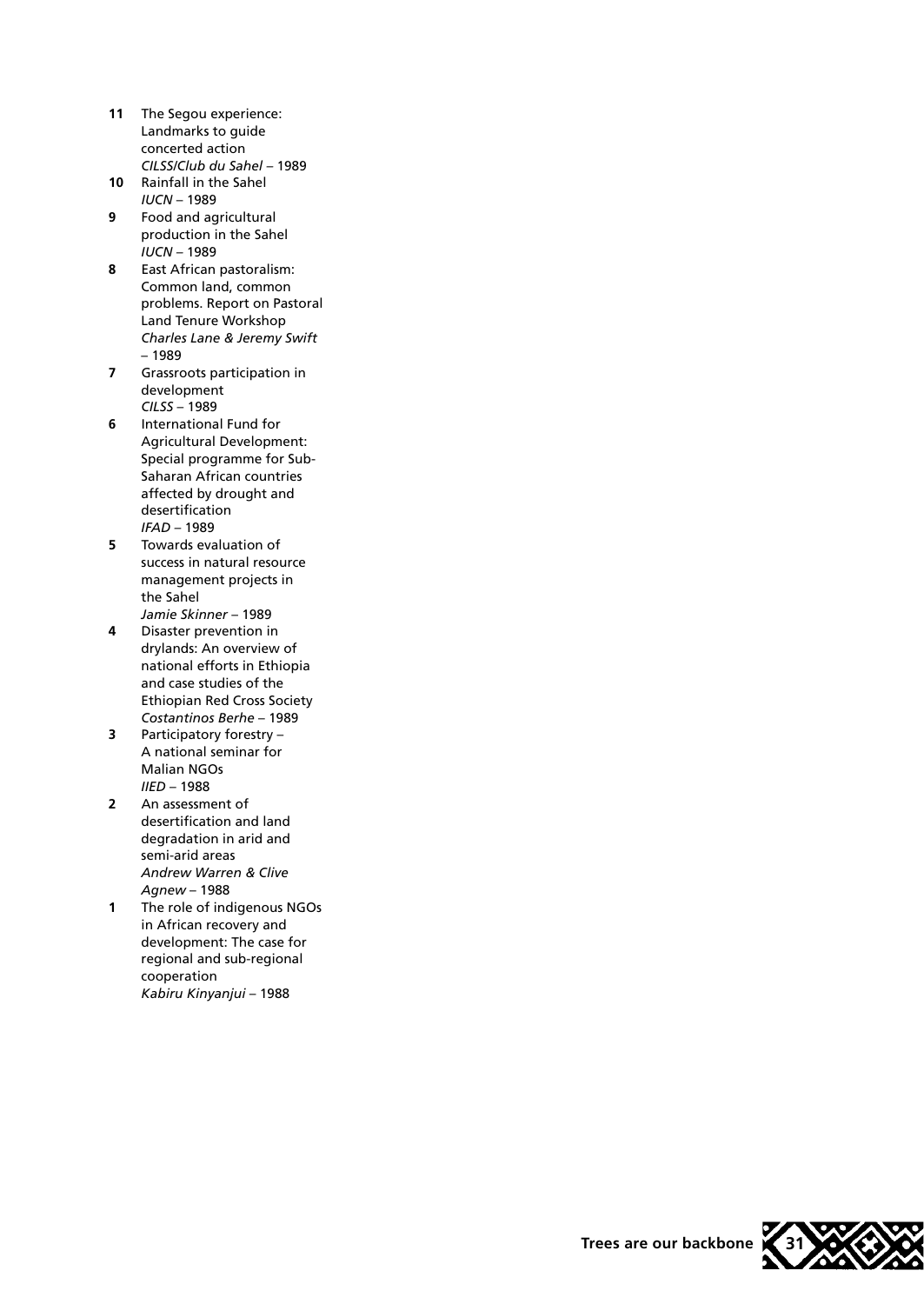**11** The Segou experience: Landmarks to guide concerted action
*CILSS/Club du Sahel* – 1989

**10** Rainfall in the Sahel
*IUCN* – 1989

**9** Food and agricultural production in the Sahel
*IUCN* – 1989

**8** East African pastoralism: Common land, common problems. Report on Pastoral Land Tenure Workshop
*Charles Lane & Jeremy Swift* – 1989

**7** Grassroots participation in development
*CILSS* – 1989

**6** International Fund for Agricultural Development: Special programme for Sub-Saharan African countries affected by drought and desertification
*IFAD* – 1989

**5** Towards evaluation of success in natural resource management projects in the Sahel
*Jamie Skinner* – 1989

**4** Disaster prevention in drylands: An overview of national efforts in Ethiopia and case studies of the Ethiopian Red Cross Society
*Costantinos Berhe* – 1989

**3** Participatory forestry – A national seminar for Malian NGOs
*IIED* – 1988

**2** An assessment of desertification and land degradation in arid and semi-arid areas
*Andrew Warren & Clive Agnew* – 1988

**1** The role of indigenous NGOs in African recovery and development: The case for regional and sub-regional cooperation
*Kabiru Kinyanjui* – 1988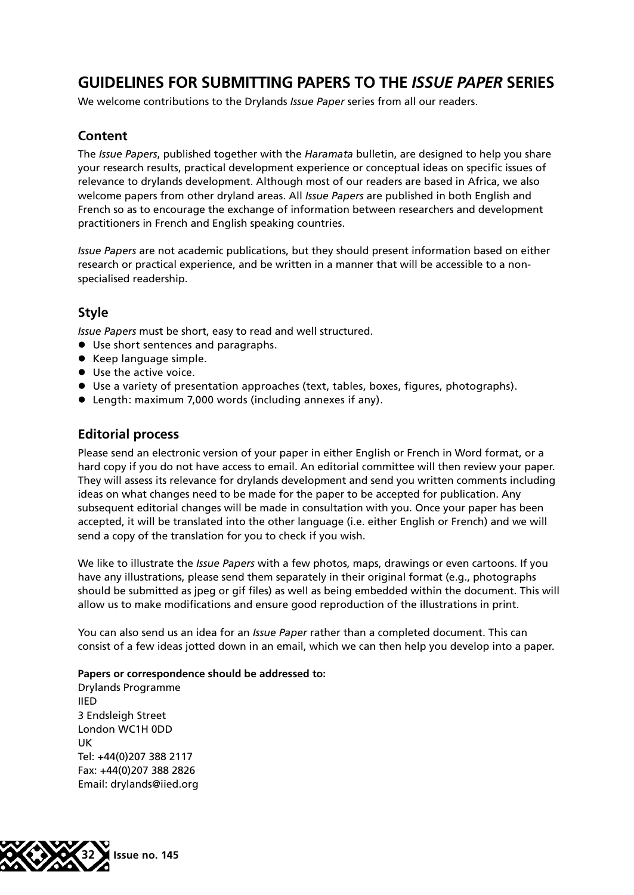## GUIDELINES FOR SUBMITTING PAPERS TO THE *ISSUE PAPER* SERIES

We welcome contributions to the Drylands *Issue Paper* series from all our readers.

### Content

The *Issue Papers*, published together with the *Haramata* bulletin, are designed to help you share your research results, practical development experience or conceptual ideas on specific issues of relevance to drylands development. Although most of our readers are based in Africa, we also welcome papers from other dryland areas. All *Issue Papers* are published in both English and French so as to encourage the exchange of information between researchers and development practitioners in French and English speaking countries.

*Issue Papers* are not academic publications, but they should present information based on either research or practical experience, and be written in a manner that will be accessible to a non-specialised readership.

### Style

*Issue Papers* must be short, easy to read and well structured.

- Use short sentences and paragraphs.
- Keep language simple.
- Use the active voice.
- Use a variety of presentation approaches (text, tables, boxes, figures, photographs).
- Length: maximum 7,000 words (including annexes if any).

### Editorial process

Please send an electronic version of your paper in either English or French in Word format, or a hard copy if you do not have access to email. An editorial committee will then review your paper. They will assess its relevance for drylands development and send you written comments including ideas on what changes need to be made for the paper to be accepted for publication. Any subsequent editorial changes will be made in consultation with you. Once your paper has been accepted, it will be translated into the other language (i.e. either English or French) and we will send a copy of the translation for you to check if you wish.

We like to illustrate the *Issue Papers* with a few photos, maps, drawings or even cartoons. If you have any illustrations, please send them separately in their original format (e.g., photographs should be submitted as jpeg or gif files) as well as being embedded within the document. This will allow us to make modifications and ensure good reproduction of the illustrations in print.

You can also send us an idea for an *Issue Paper* rather than a completed document. This can consist of a few ideas jotted down in an email, which we can then help you develop into a paper.

**Papers or correspondence should be addressed to:**
Drylands Programme
IIED
3 Endsleigh Street
London WC1H 0DD
UK
Tel: +44(0)207 388 2117
Fax: +44(0)207 388 2826
Email: drylands@iied.org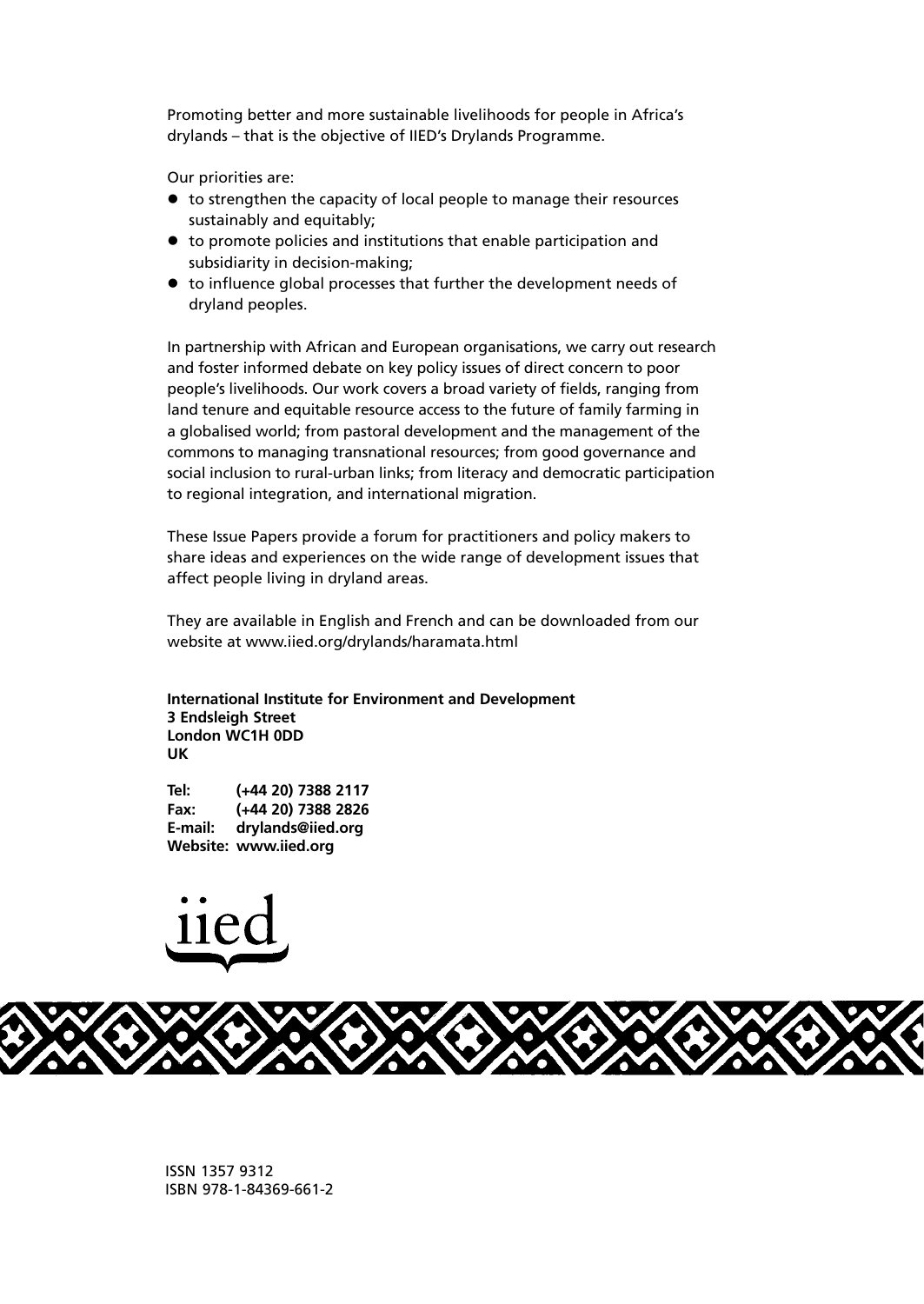Promoting better and more sustainable livelihoods for people in Africa's drylands – that is the objective of IIED's Drylands Programme.

Our priorities are:

- to strengthen the capacity of local people to manage their resources sustainably and equitably;
- to promote policies and institutions that enable participation and subsidiarity in decision-making;
- to influence global processes that further the development needs of dryland peoples.

In partnership with African and European organisations, we carry out research and foster informed debate on key policy issues of direct concern to poor people's livelihoods. Our work covers a broad variety of fields, ranging from land tenure and equitable resource access to the future of family farming in a globalised world; from pastoral development and the management of the commons to managing transnational resources; from good governance and social inclusion to rural-urban links; from literacy and democratic participation to regional integration, and international migration.

These Issue Papers provide a forum for practitioners and policy makers to share ideas and experiences on the wide range of development issues that affect people living in dryland areas.

They are available in English and French and can be downloaded from our website at www.iied.org/drylands/haramata.html

**International Institute for Environment and Development**
**3 Endsleigh Street**
**London WC1H 0DD**
**UK**

**Tel: (+44 20) 7388 2117**
**Fax: (+44 20) 7388 2826**
**E-mail: drylands@iied.org**
**Website: www.iied.org**

iied

ISSN 1357 9312
ISBN 978-1-84369-661-2